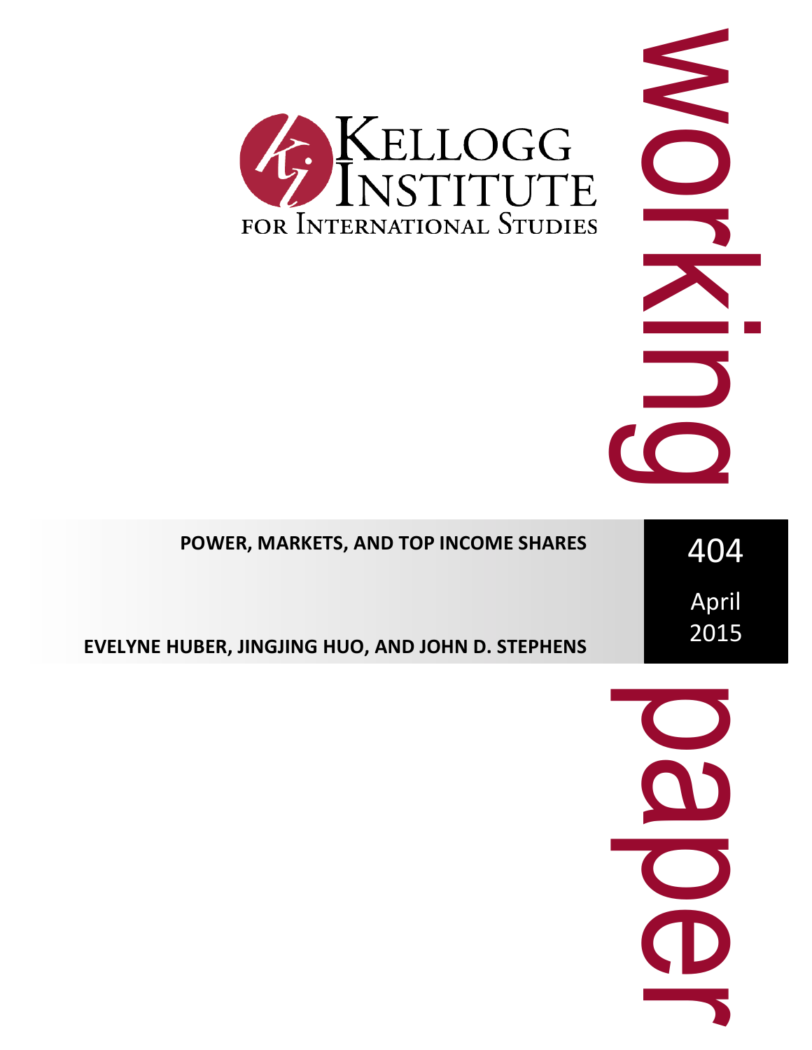KELLOGG INSTITUTE FOR INTERNATIONAL STUDIES

working paper

**POWER, MARKETS, AND TOP INCOME SHARES**

**EVELYNE HUBER, JINGJING HUO, AND JOHN D. STEPHENS**

404

April 2015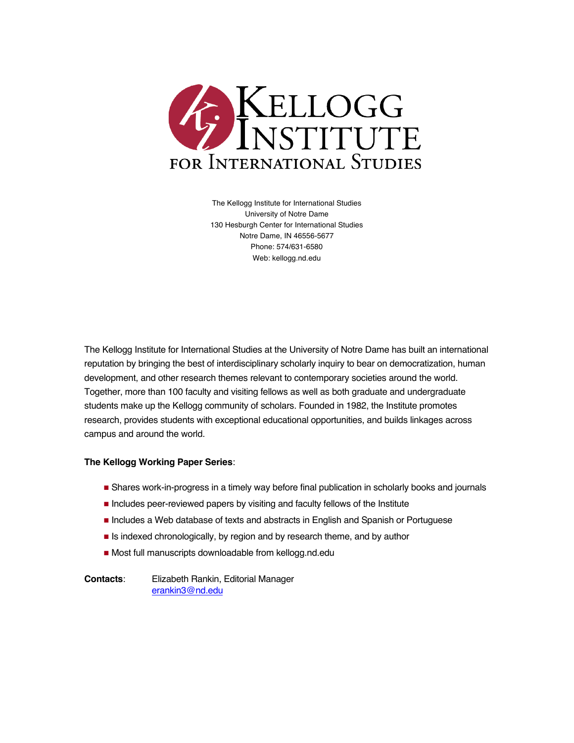# Kellogg Institute for International Studies

The Kellogg Institute for International Studies
University of Notre Dame
130 Hesburgh Center for International Studies
Notre Dame, IN 46556-5677
Phone: 574/631-6580
Web: kellogg.nd.edu

The Kellogg Institute for International Studies at the University of Notre Dame has built an international reputation by bringing the best of interdisciplinary scholarly inquiry to bear on democratization, human development, and other research themes relevant to contemporary societies around the world. Together, more than 100 faculty and visiting fellows as well as both graduate and undergraduate students make up the Kellogg community of scholars. Founded in 1982, the Institute promotes research, provides students with exceptional educational opportunities, and builds linkages across campus and around the world.

**The Kellogg Working Paper Series**:

- Shares work-in-progress in a timely way before final publication in scholarly books and journals
- Includes peer-reviewed papers by visiting and faculty fellows of the Institute
- Includes a Web database of texts and abstracts in English and Spanish or Portuguese
- Is indexed chronologically, by region and by research theme, and by author
- Most full manuscripts downloadable from kellogg.nd.edu

**Contacts**: Elizabeth Rankin, Editorial Manager
erankin3@nd.edu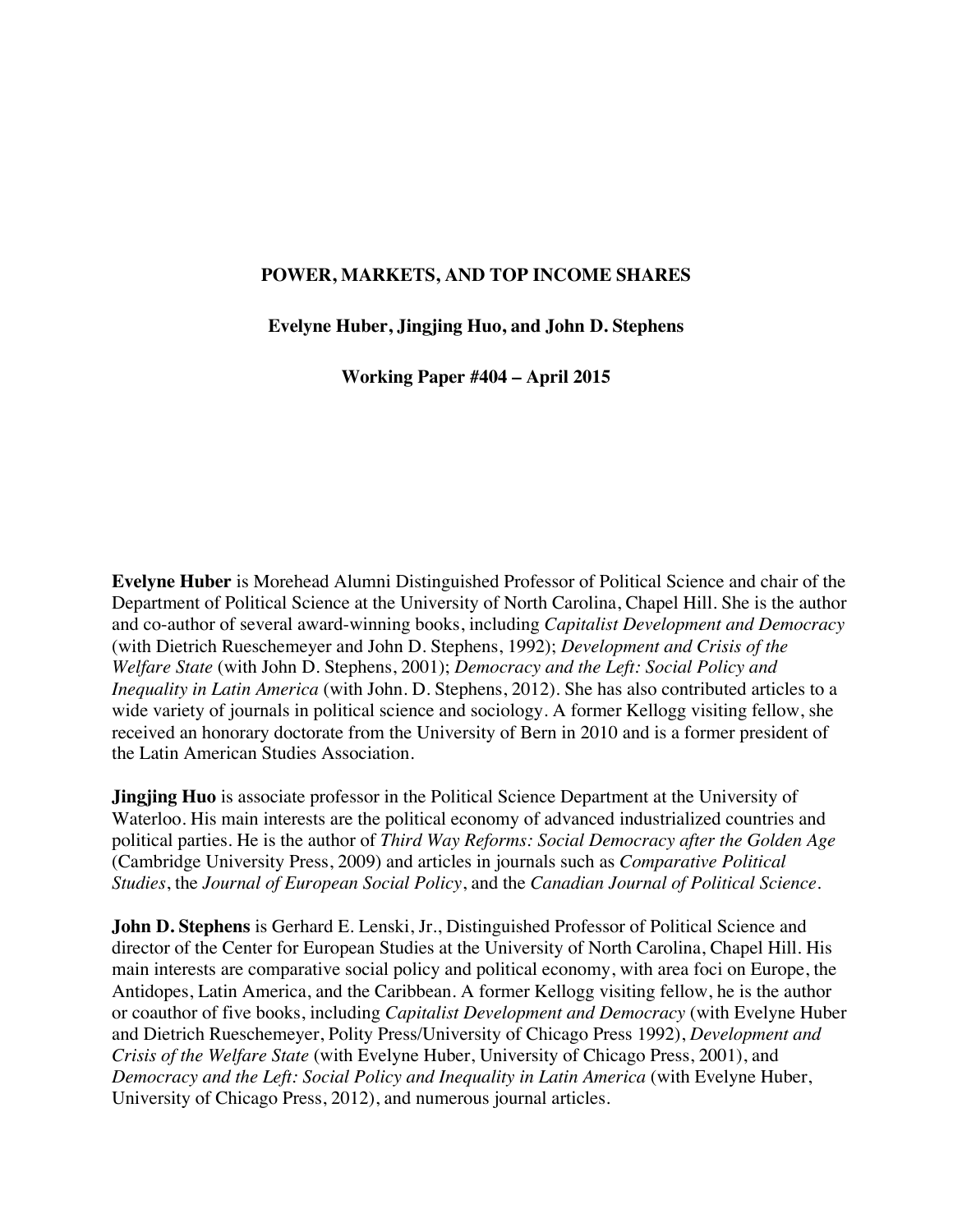**POWER, MARKETS, AND TOP INCOME SHARES**

**Evelyne Huber, Jingjing Huo, and John D. Stephens**

**Working Paper #404 – April 2015**

**Evelyne Huber** is Morehead Alumni Distinguished Professor of Political Science and chair of the Department of Political Science at the University of North Carolina, Chapel Hill. She is the author and co-author of several award-winning books, including *Capitalist Development and Democracy* (with Dietrich Rueschemeyer and John D. Stephens, 1992); *Development and Crisis of the Welfare State* (with John D. Stephens, 2001); *Democracy and the Left: Social Policy and Inequality in Latin America* (with John. D. Stephens, 2012). She has also contributed articles to a wide variety of journals in political science and sociology. A former Kellogg visiting fellow, she received an honorary doctorate from the University of Bern in 2010 and is a former president of the Latin American Studies Association.

**Jingjing Huo** is associate professor in the Political Science Department at the University of Waterloo. His main interests are the political economy of advanced industrialized countries and political parties. He is the author of *Third Way Reforms: Social Democracy after the Golden Age* (Cambridge University Press, 2009) and articles in journals such as *Comparative Political Studies*, the *Journal of European Social Policy*, and the *Canadian Journal of Political Science*.

**John D. Stephens** is Gerhard E. Lenski, Jr., Distinguished Professor of Political Science and director of the Center for European Studies at the University of North Carolina, Chapel Hill. His main interests are comparative social policy and political economy, with area foci on Europe, the Antidopes, Latin America, and the Caribbean. A former Kellogg visiting fellow, he is the author or coauthor of five books, including *Capitalist Development and Democracy* (with Evelyne Huber and Dietrich Rueschemeyer, Polity Press/University of Chicago Press 1992), *Development and Crisis of the Welfare State* (with Evelyne Huber, University of Chicago Press, 2001), and *Democracy and the Left: Social Policy and Inequality in Latin America* (with Evelyne Huber, University of Chicago Press, 2012), and numerous journal articles.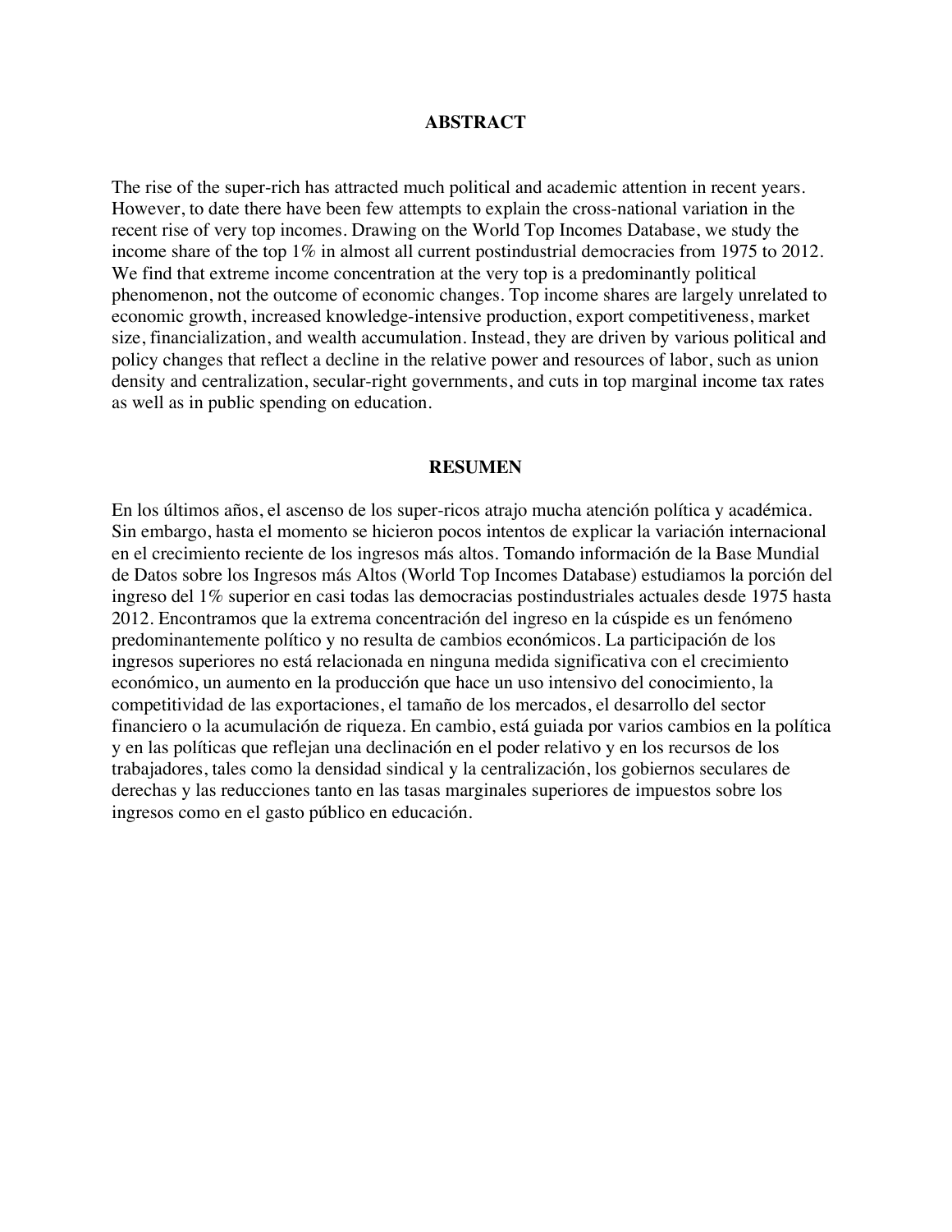## ABSTRACT

The rise of the super-rich has attracted much political and academic attention in recent years. However, to date there have been few attempts to explain the cross-national variation in the recent rise of very top incomes. Drawing on the World Top Incomes Database, we study the income share of the top 1% in almost all current postindustrial democracies from 1975 to 2012. We find that extreme income concentration at the very top is a predominantly political phenomenon, not the outcome of economic changes. Top income shares are largely unrelated to economic growth, increased knowledge-intensive production, export competitiveness, market size, financialization, and wealth accumulation. Instead, they are driven by various political and policy changes that reflect a decline in the relative power and resources of labor, such as union density and centralization, secular-right governments, and cuts in top marginal income tax rates as well as in public spending on education.

## RESUMEN

En los últimos años, el ascenso de los super-ricos atrajo mucha atención política y académica. Sin embargo, hasta el momento se hicieron pocos intentos de explicar la variación internacional en el crecimiento reciente de los ingresos más altos. Tomando información de la Base Mundial de Datos sobre los Ingresos más Altos (World Top Incomes Database) estudiamos la porción del ingreso del 1% superior en casi todas las democracias postindustriales actuales desde 1975 hasta 2012. Encontramos que la extrema concentración del ingreso en la cúspide es un fenómeno predominantemente político y no resulta de cambios económicos. La participación de los ingresos superiores no está relacionada en ninguna medida significativa con el crecimiento económico, un aumento en la producción que hace un uso intensivo del conocimiento, la competitividad de las exportaciones, el tamaño de los mercados, el desarrollo del sector financiero o la acumulación de riqueza. En cambio, está guiada por varios cambios en la política y en las políticas que reflejan una declinación en el poder relativo y en los recursos de los trabajadores, tales como la densidad sindical y la centralización, los gobiernos seculares de derechas y las reducciones tanto en las tasas marginales superiores de impuestos sobre los ingresos como en el gasto público en educación.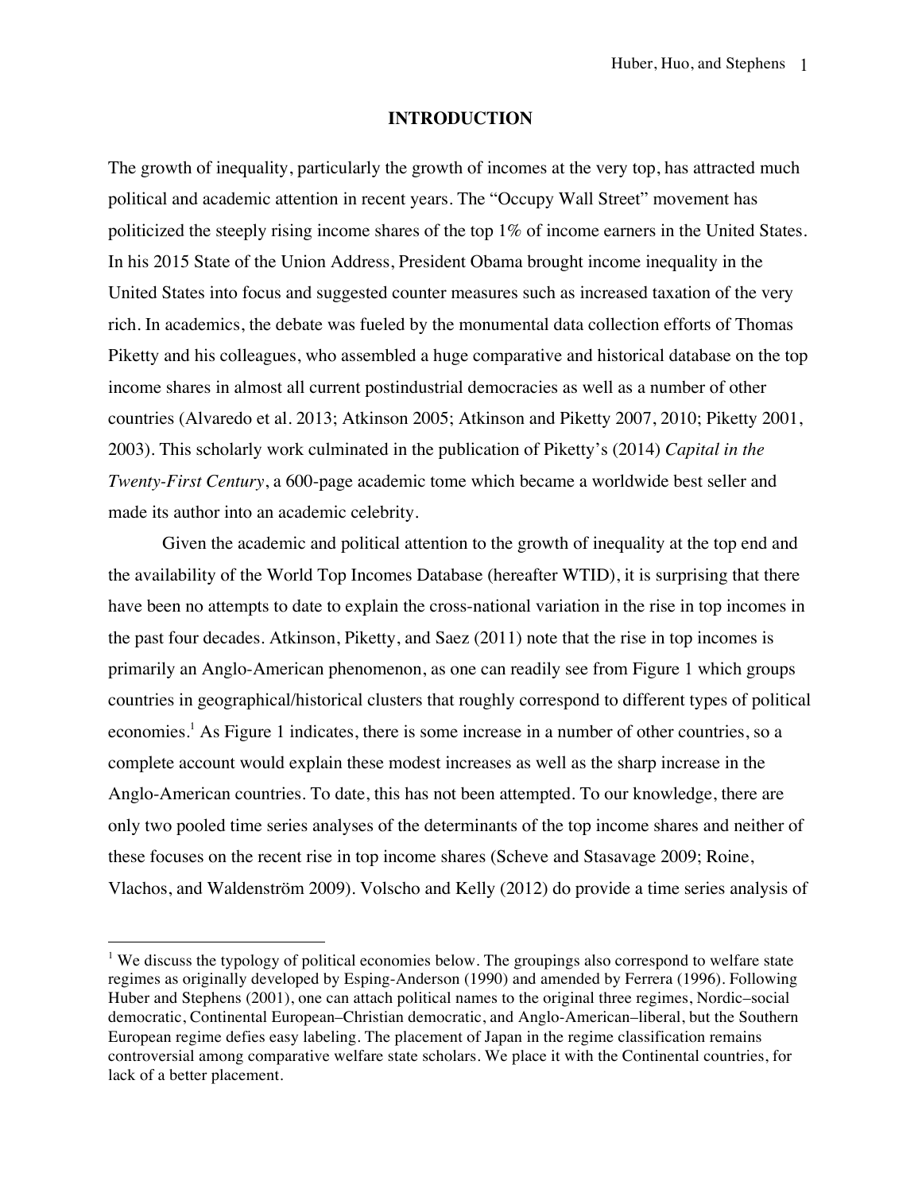## INTRODUCTION

The growth of inequality, particularly the growth of incomes at the very top, has attracted much political and academic attention in recent years. The "Occupy Wall Street" movement has politicized the steeply rising income shares of the top 1% of income earners in the United States. In his 2015 State of the Union Address, President Obama brought income inequality in the United States into focus and suggested counter measures such as increased taxation of the very rich. In academics, the debate was fueled by the monumental data collection efforts of Thomas Piketty and his colleagues, who assembled a huge comparative and historical database on the top income shares in almost all current postindustrial democracies as well as a number of other countries (Alvaredo et al. 2013; Atkinson 2005; Atkinson and Piketty 2007, 2010; Piketty 2001, 2003). This scholarly work culminated in the publication of Piketty's (2014) *Capital in the Twenty-First Century*, a 600-page academic tome which became a worldwide best seller and made its author into an academic celebrity.

Given the academic and political attention to the growth of inequality at the top end and the availability of the World Top Incomes Database (hereafter WTID), it is surprising that there have been no attempts to date to explain the cross-national variation in the rise in top incomes in the past four decades. Atkinson, Piketty, and Saez (2011) note that the rise in top incomes is primarily an Anglo-American phenomenon, as one can readily see from Figure 1 which groups countries in geographical/historical clusters that roughly correspond to different types of political economies.[1] As Figure 1 indicates, there is some increase in a number of other countries, so a complete account would explain these modest increases as well as the sharp increase in the Anglo-American countries. To date, this has not been attempted. To our knowledge, there are only two pooled time series analyses of the determinants of the top income shares and neither of these focuses on the recent rise in top income shares (Scheve and Stasavage 2009; Roine, Vlachos, and Waldenström 2009). Volscho and Kelly (2012) do provide a time series analysis of

[1] We discuss the typology of political economies below. The groupings also correspond to welfare state regimes as originally developed by Esping-Anderson (1990) and amended by Ferrera (1996). Following Huber and Stephens (2001), one can attach political names to the original three regimes, Nordic–social democratic, Continental European–Christian democratic, and Anglo-American–liberal, but the Southern European regime defies easy labeling. The placement of Japan in the regime classification remains controversial among comparative welfare state scholars. We place it with the Continental countries, for lack of a better placement.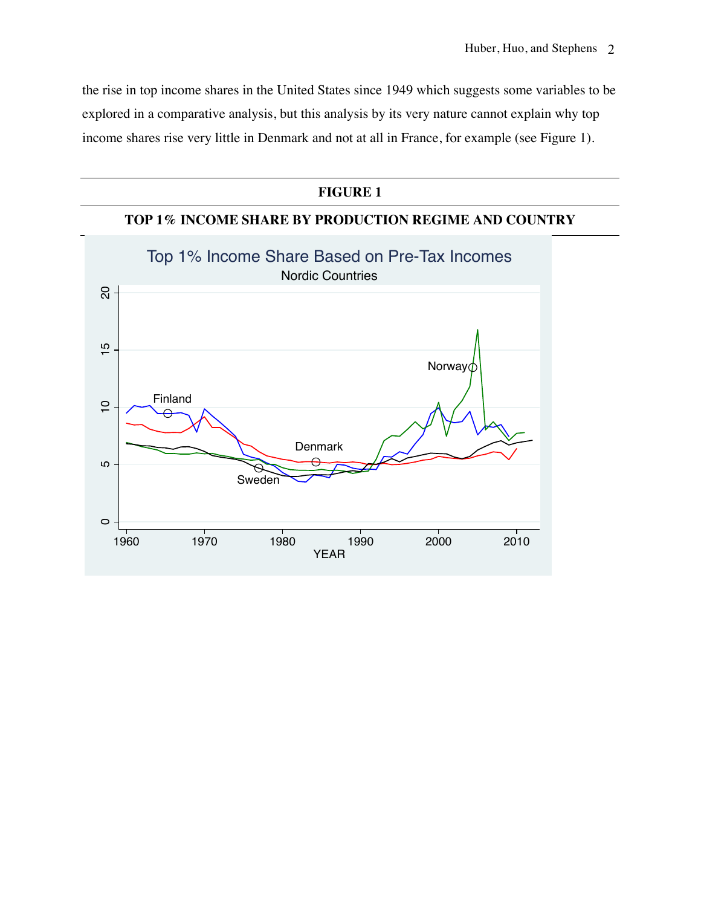the rise in top income shares in the United States since 1949 which suggests some variables to be explored in a comparative analysis, but this analysis by its very nature cannot explain why top income shares rise very little in Denmark and not at all in France, for example (see Figure 1).

**FIGURE 1**

**TOP 1% INCOME SHARE BY PRODUCTION REGIME AND COUNTRY**

Top 1% Income Share Based on Pre-Tax Incomes

Nordic Countries

20
15
10
5
0

1960
1970
1980
1990
2000
2010

YEAR

Finland
Denmark
Sweden
Norway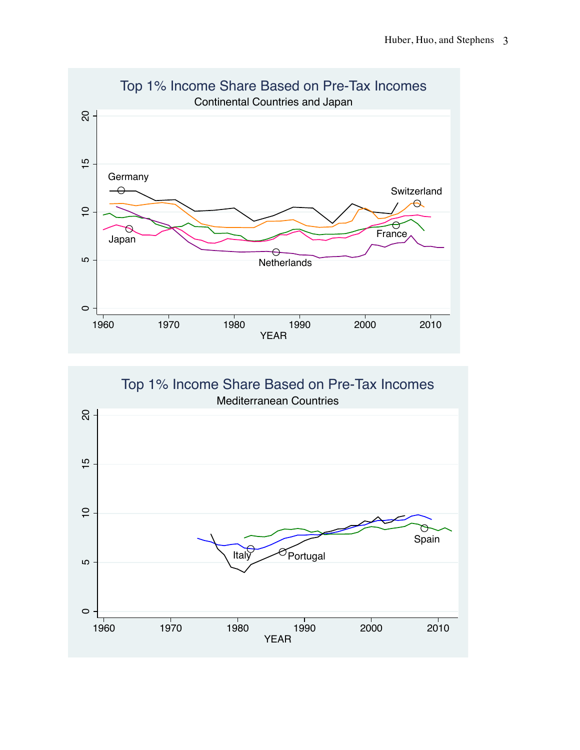Top 1% Income Share Based on Pre-Tax Incomes

Continental Countries and Japan

0
5
10
15
20

1960 1970 1980 1990 2000 2010

YEAR

Germany
Switzerland
Japan
France
Netherlands

Top 1% Income Share Based on Pre-Tax Incomes

Mediterranean Countries

0
5
10
15
20

1960 1970 1980 1990 2000 2010

YEAR

Italy
Portugal
Spain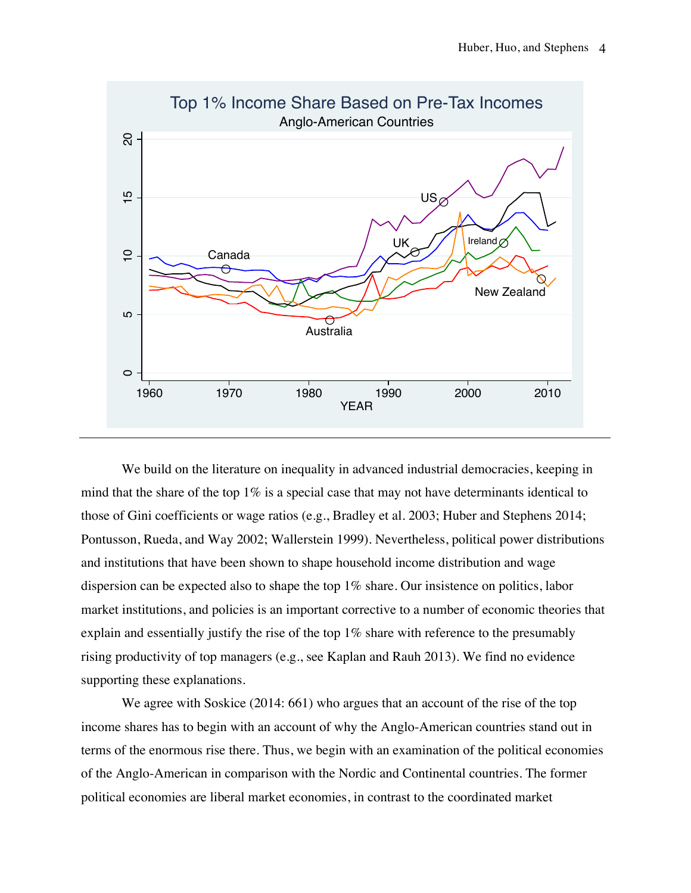Top 1% Income Share Based on Pre-Tax Incomes

Anglo-American Countries

0
5
10
15
20

1960
1970
1980
1990
2000
2010

YEAR

US
UK
Ireland
Canada
New Zealand
Australia

We build on the literature on inequality in advanced industrial democracies, keeping in mind that the share of the top 1% is a special case that may not have determinants identical to those of Gini coefficients or wage ratios (e.g., Bradley et al. 2003; Huber and Stephens 2014; Pontusson, Rueda, and Way 2002; Wallerstein 1999). Nevertheless, political power distributions and institutions that have been shown to shape household income distribution and wage dispersion can be expected also to shape the top 1% share. Our insistence on politics, labor market institutions, and policies is an important corrective to a number of economic theories that explain and essentially justify the rise of the top 1% share with reference to the presumably rising productivity of top managers (e.g., see Kaplan and Rauh 2013). We find no evidence supporting these explanations.

We agree with Soskice (2014: 661) who argues that an account of the rise of the top income shares has to begin with an account of why the Anglo-American countries stand out in terms of the enormous rise there. Thus, we begin with an examination of the political economies of the Anglo-American in comparison with the Nordic and Continental countries. The former political economies are liberal market economies, in contrast to the coordinated market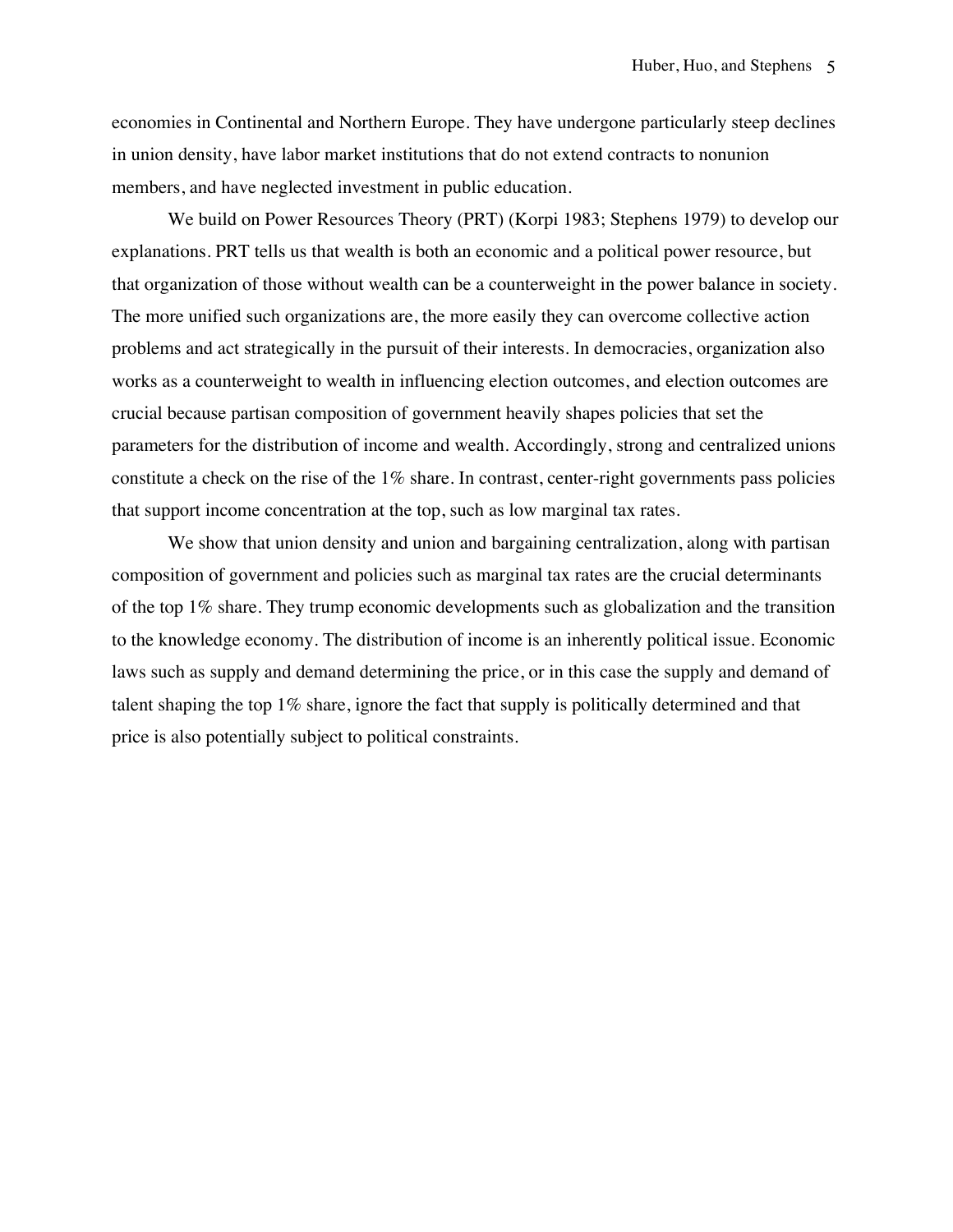economies in Continental and Northern Europe. They have undergone particularly steep declines in union density, have labor market institutions that do not extend contracts to nonunion members, and have neglected investment in public education.

We build on Power Resources Theory (PRT) (Korpi 1983; Stephens 1979) to develop our explanations. PRT tells us that wealth is both an economic and a political power resource, but that organization of those without wealth can be a counterweight in the power balance in society. The more unified such organizations are, the more easily they can overcome collective action problems and act strategically in the pursuit of their interests. In democracies, organization also works as a counterweight to wealth in influencing election outcomes, and election outcomes are crucial because partisan composition of government heavily shapes policies that set the parameters for the distribution of income and wealth. Accordingly, strong and centralized unions constitute a check on the rise of the 1% share. In contrast, center-right governments pass policies that support income concentration at the top, such as low marginal tax rates.

We show that union density and union and bargaining centralization, along with partisan composition of government and policies such as marginal tax rates are the crucial determinants of the top 1% share. They trump economic developments such as globalization and the transition to the knowledge economy. The distribution of income is an inherently political issue. Economic laws such as supply and demand determining the price, or in this case the supply and demand of talent shaping the top 1% share, ignore the fact that supply is politically determined and that price is also potentially subject to political constraints.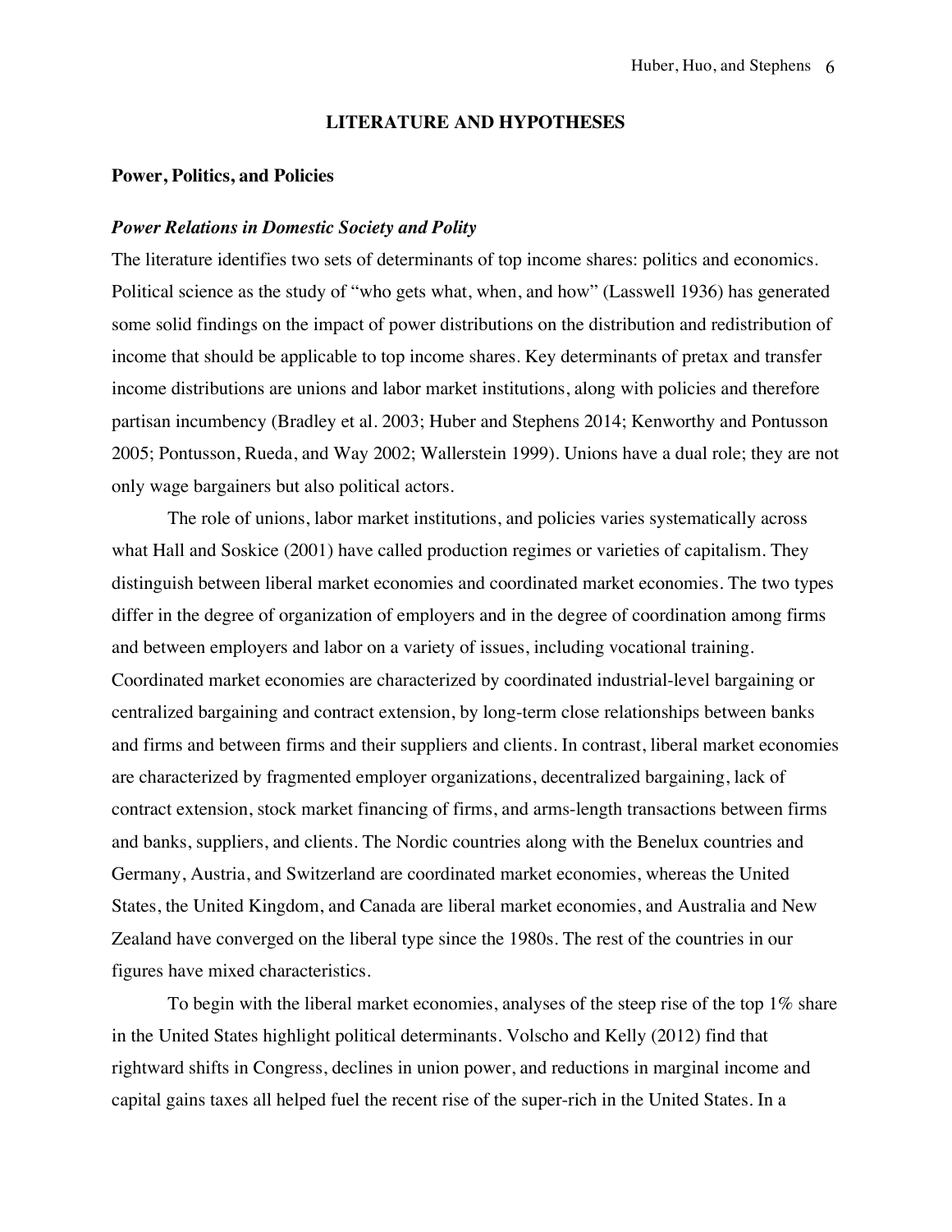## LITERATURE AND HYPOTHESES

### Power, Politics, and Policies

#### *Power Relations in Domestic Society and Polity*

The literature identifies two sets of determinants of top income shares: politics and economics. Political science as the study of "who gets what, when, and how" (Lasswell 1936) has generated some solid findings on the impact of power distributions on the distribution and redistribution of income that should be applicable to top income shares. Key determinants of pretax and transfer income distributions are unions and labor market institutions, along with policies and therefore partisan incumbency (Bradley et al. 2003; Huber and Stephens 2014; Kenworthy and Pontusson 2005; Pontusson, Rueda, and Way 2002; Wallerstein 1999). Unions have a dual role; they are not only wage bargainers but also political actors.

The role of unions, labor market institutions, and policies varies systematically across what Hall and Soskice (2001) have called production regimes or varieties of capitalism. They distinguish between liberal market economies and coordinated market economies. The two types differ in the degree of organization of employers and in the degree of coordination among firms and between employers and labor on a variety of issues, including vocational training. Coordinated market economies are characterized by coordinated industrial-level bargaining or centralized bargaining and contract extension, by long-term close relationships between banks and firms and between firms and their suppliers and clients. In contrast, liberal market economies are characterized by fragmented employer organizations, decentralized bargaining, lack of contract extension, stock market financing of firms, and arms-length transactions between firms and banks, suppliers, and clients. The Nordic countries along with the Benelux countries and Germany, Austria, and Switzerland are coordinated market economies, whereas the United States, the United Kingdom, and Canada are liberal market economies, and Australia and New Zealand have converged on the liberal type since the 1980s. The rest of the countries in our figures have mixed characteristics.

To begin with the liberal market economies, analyses of the steep rise of the top 1% share in the United States highlight political determinants. Volscho and Kelly (2012) find that rightward shifts in Congress, declines in union power, and reductions in marginal income and capital gains taxes all helped fuel the recent rise of the super-rich in the United States. In a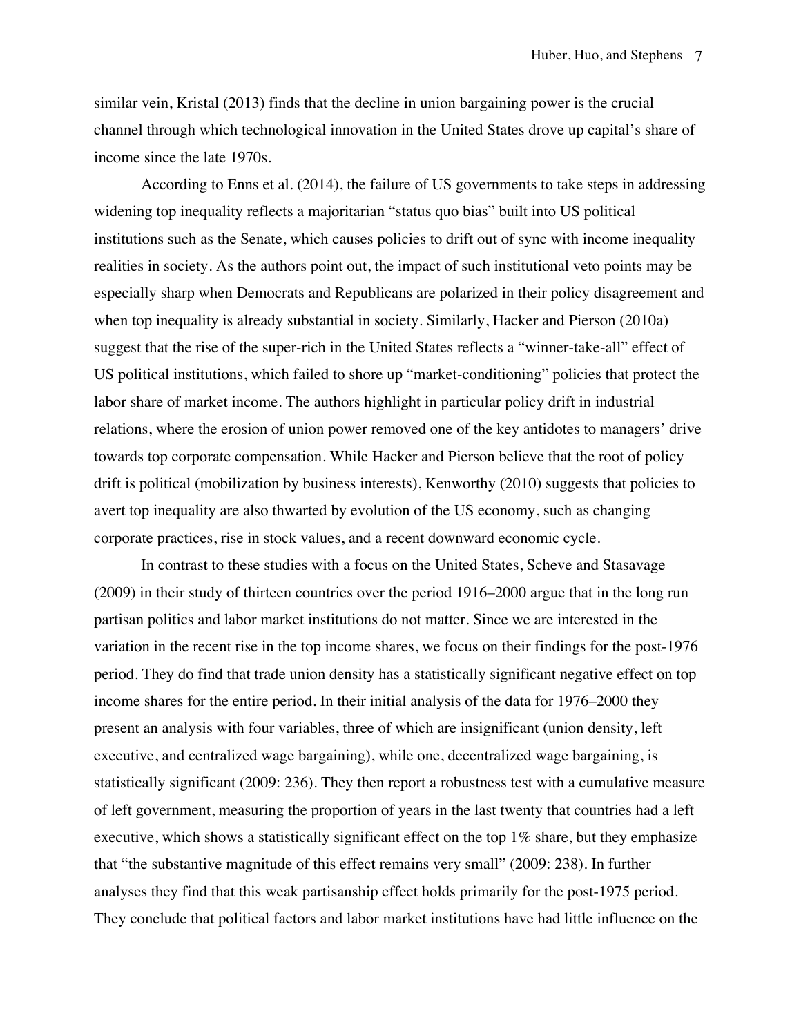similar vein, Kristal (2013) finds that the decline in union bargaining power is the crucial channel through which technological innovation in the United States drove up capital's share of income since the late 1970s.

According to Enns et al. (2014), the failure of US governments to take steps in addressing widening top inequality reflects a majoritarian "status quo bias" built into US political institutions such as the Senate, which causes policies to drift out of sync with income inequality realities in society. As the authors point out, the impact of such institutional veto points may be especially sharp when Democrats and Republicans are polarized in their policy disagreement and when top inequality is already substantial in society. Similarly, Hacker and Pierson (2010a) suggest that the rise of the super-rich in the United States reflects a "winner-take-all" effect of US political institutions, which failed to shore up "market-conditioning" policies that protect the labor share of market income. The authors highlight in particular policy drift in industrial relations, where the erosion of union power removed one of the key antidotes to managers' drive towards top corporate compensation. While Hacker and Pierson believe that the root of policy drift is political (mobilization by business interests), Kenworthy (2010) suggests that policies to avert top inequality are also thwarted by evolution of the US economy, such as changing corporate practices, rise in stock values, and a recent downward economic cycle.

In contrast to these studies with a focus on the United States, Scheve and Stasavage (2009) in their study of thirteen countries over the period 1916–2000 argue that in the long run partisan politics and labor market institutions do not matter. Since we are interested in the variation in the recent rise in the top income shares, we focus on their findings for the post-1976 period. They do find that trade union density has a statistically significant negative effect on top income shares for the entire period. In their initial analysis of the data for 1976–2000 they present an analysis with four variables, three of which are insignificant (union density, left executive, and centralized wage bargaining), while one, decentralized wage bargaining, is statistically significant (2009: 236). They then report a robustness test with a cumulative measure of left government, measuring the proportion of years in the last twenty that countries had a left executive, which shows a statistically significant effect on the top 1% share, but they emphasize that "the substantive magnitude of this effect remains very small" (2009: 238). In further analyses they find that this weak partisanship effect holds primarily for the post-1975 period. They conclude that political factors and labor market institutions have had little influence on the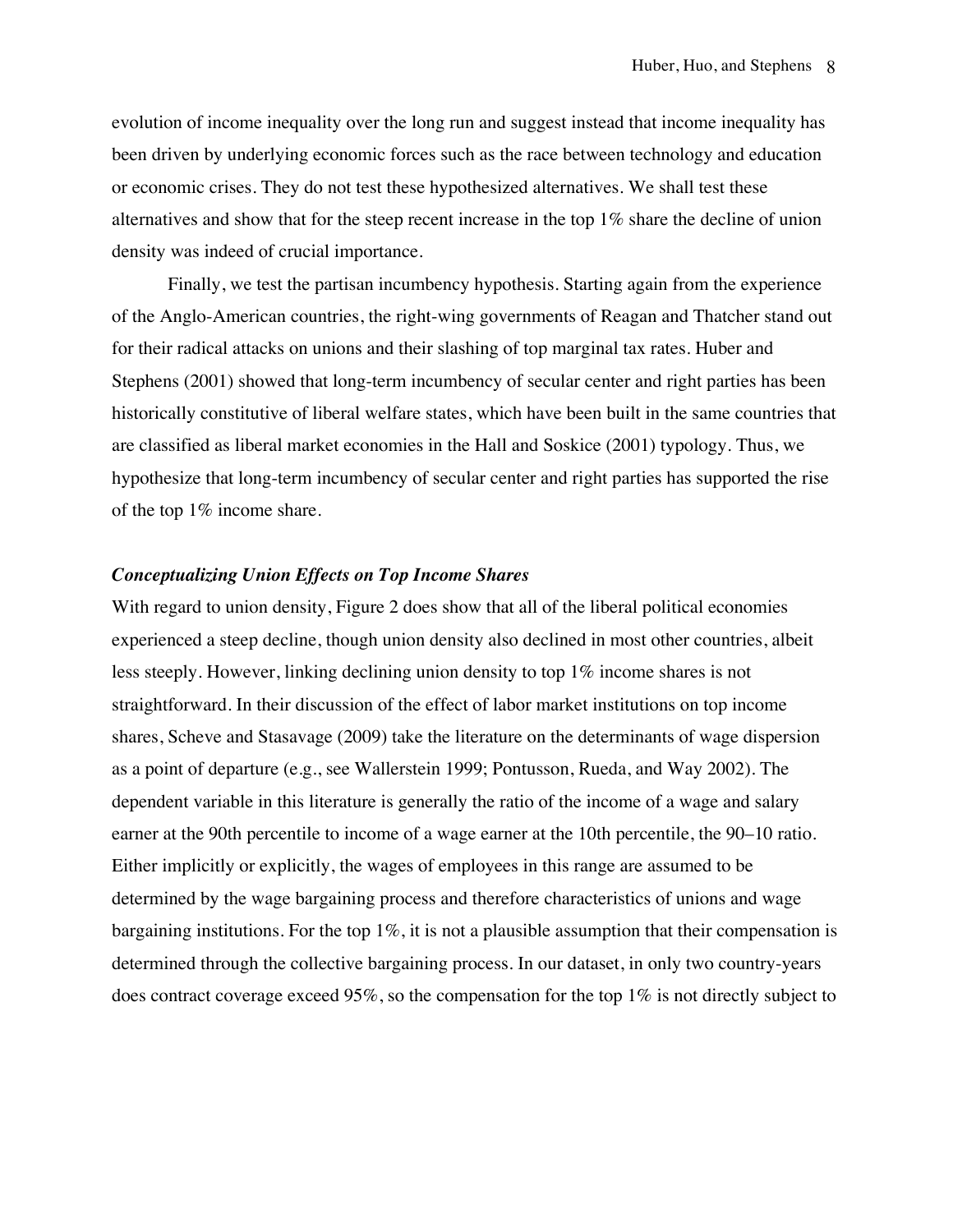evolution of income inequality over the long run and suggest instead that income inequality has been driven by underlying economic forces such as the race between technology and education or economic crises. They do not test these hypothesized alternatives. We shall test these alternatives and show that for the steep recent increase in the top 1% share the decline of union density was indeed of crucial importance.

Finally, we test the partisan incumbency hypothesis. Starting again from the experience of the Anglo-American countries, the right-wing governments of Reagan and Thatcher stand out for their radical attacks on unions and their slashing of top marginal tax rates. Huber and Stephens (2001) showed that long-term incumbency of secular center and right parties has been historically constitutive of liberal welfare states, which have been built in the same countries that are classified as liberal market economies in the Hall and Soskice (2001) typology. Thus, we hypothesize that long-term incumbency of secular center and right parties has supported the rise of the top 1% income share.

### *Conceptualizing Union Effects on Top Income Shares*

With regard to union density, Figure 2 does show that all of the liberal political economies experienced a steep decline, though union density also declined in most other countries, albeit less steeply. However, linking declining union density to top 1% income shares is not straightforward. In their discussion of the effect of labor market institutions on top income shares, Scheve and Stasavage (2009) take the literature on the determinants of wage dispersion as a point of departure (e.g., see Wallerstein 1999; Pontusson, Rueda, and Way 2002). The dependent variable in this literature is generally the ratio of the income of a wage and salary earner at the 90th percentile to income of a wage earner at the 10th percentile, the 90–10 ratio. Either implicitly or explicitly, the wages of employees in this range are assumed to be determined by the wage bargaining process and therefore characteristics of unions and wage bargaining institutions. For the top 1%, it is not a plausible assumption that their compensation is determined through the collective bargaining process. In our dataset, in only two country-years does contract coverage exceed 95%, so the compensation for the top 1% is not directly subject to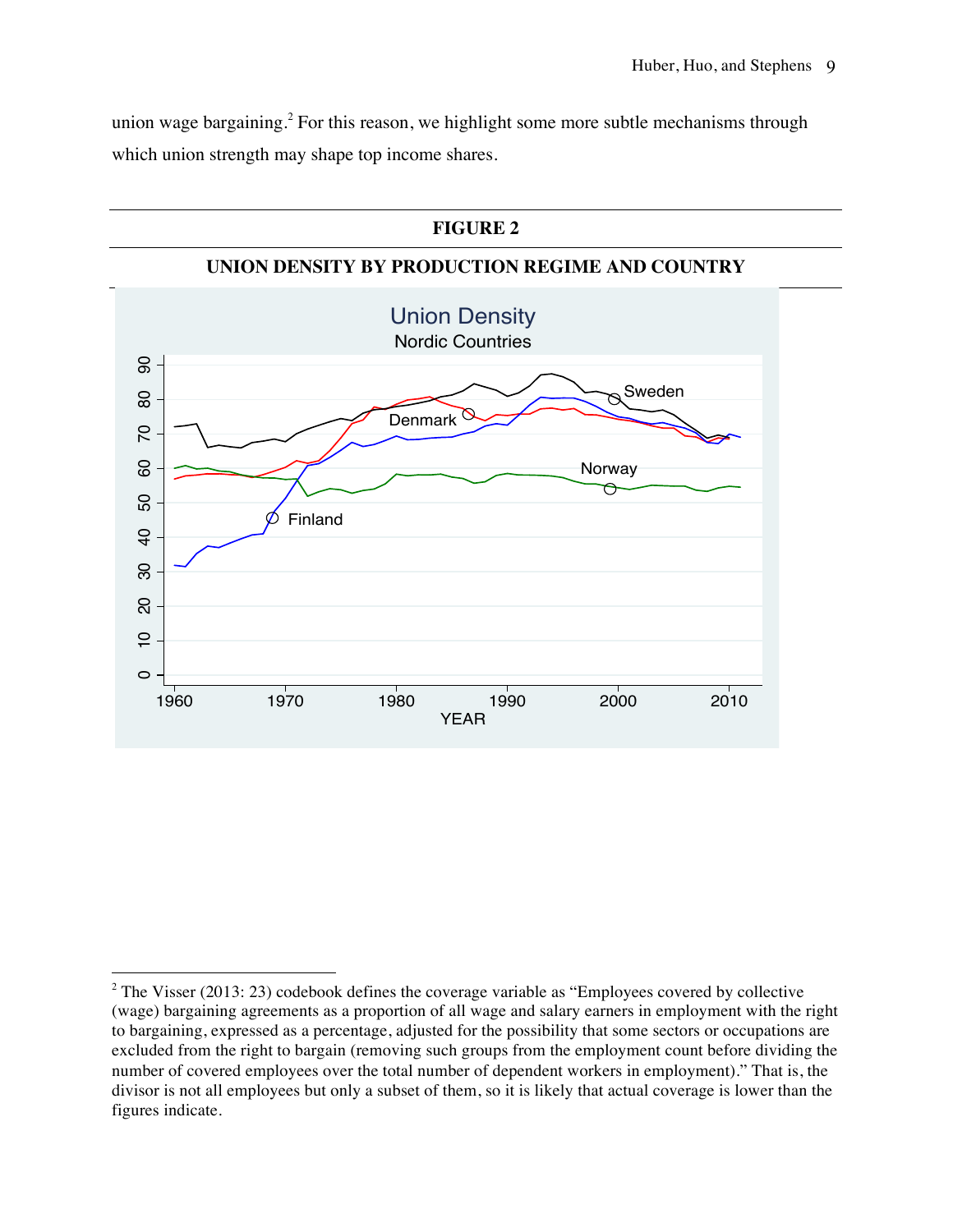union wage bargaining.[2] For this reason, we highlight some more subtle mechanisms through which union strength may shape top income shares.

**FIGURE 2**

**UNION DENSITY BY PRODUCTION REGIME AND COUNTRY**

Union Density

Nordic Countries

0 10 20 30 40 50 60 70 80 90

1960 1970 1980 1990 2000 2010

YEAR

Sweden

Denmark

Norway

Finland

[2] The Visser (2013: 23) codebook defines the coverage variable as "Employees covered by collective (wage) bargaining agreements as a proportion of all wage and salary earners in employment with the right to bargaining, expressed as a percentage, adjusted for the possibility that some sectors or occupations are excluded from the right to bargain (removing such groups from the employment count before dividing the number of covered employees over the total number of dependent workers in employment)." That is, the divisor is not all employees but only a subset of them, so it is likely that actual coverage is lower than the figures indicate.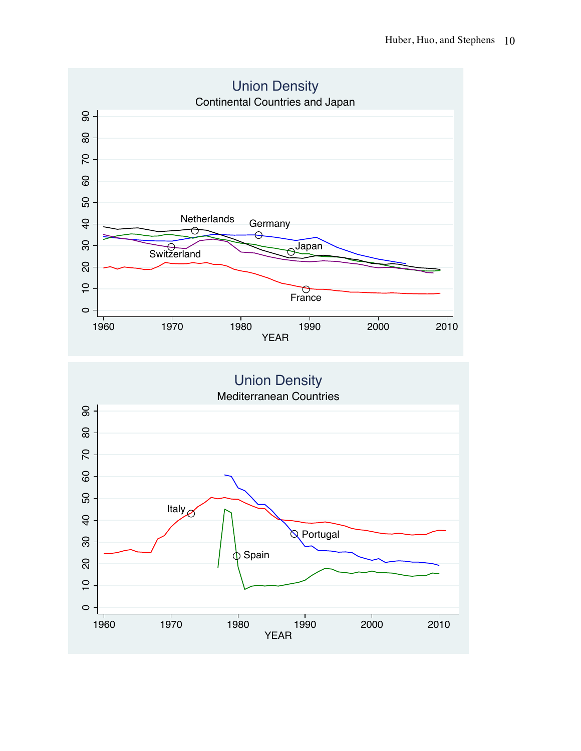Union Density

Continental Countries and Japan

90
80
70
60
50
40
30
20
10
0

Netherlands
Germany
Japan
Switzerland
France

1960
1970
1980
1990
2000
2010

YEAR

Union Density

Mediterranean Countries

90
80
70
60
50
40
30
20
10
0

Italy
Portugal
Spain

1960
1970
1980
1990
2000
2010

YEAR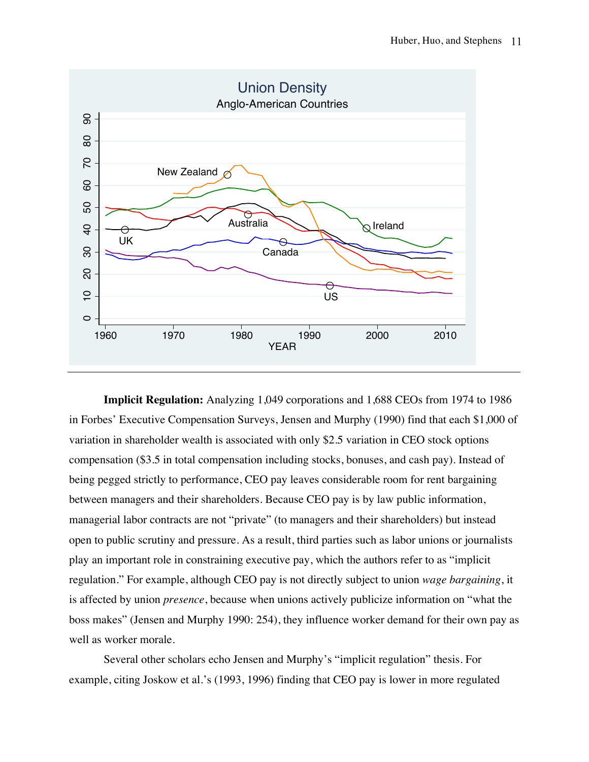Union Density

Anglo-American Countries

0 10 20 30 40 50 60 70 80 90

1960 1970 1980 1990 2000 2010

YEAR

New Zealand

Australia

UK

Canada

Ireland

US

**Implicit Regulation:** Analyzing 1,049 corporations and 1,688 CEOs from 1974 to 1986 in Forbes' Executive Compensation Surveys, Jensen and Murphy (1990) find that each $1,000 of variation in shareholder wealth is associated with only $2.5 variation in CEO stock options compensation ($3.5 in total compensation including stocks, bonuses, and cash pay). Instead of being pegged strictly to performance, CEO pay leaves considerable room for rent bargaining between managers and their shareholders. Because CEO pay is by law public information, managerial labor contracts are not "private" (to managers and their shareholders) but instead open to public scrutiny and pressure. As a result, third parties such as labor unions or journalists play an important role in constraining executive pay, which the authors refer to as "implicit regulation." For example, although CEO pay is not directly subject to union *wage bargaining*, it is affected by union *presence*, because when unions actively publicize information on "what the boss makes" (Jensen and Murphy 1990: 254), they influence worker demand for their own pay as well as worker morale.

Several other scholars echo Jensen and Murphy's "implicit regulation" thesis. For example, citing Joskow et al.'s (1993, 1996) finding that CEO pay is lower in more regulated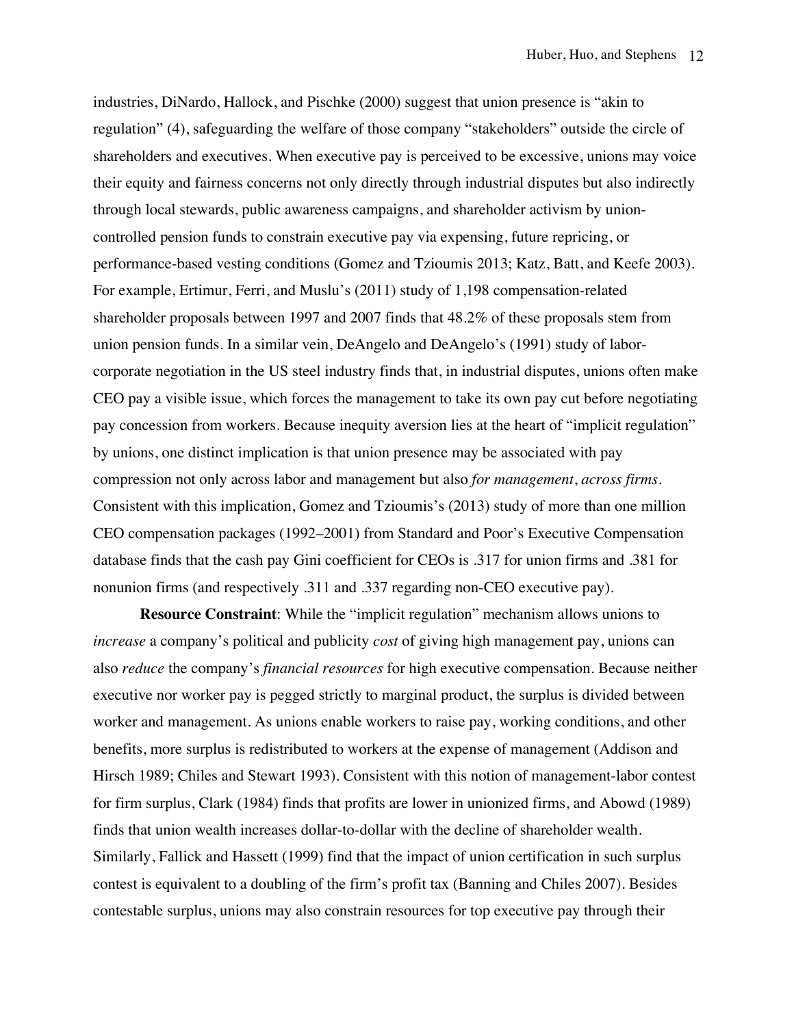industries, DiNardo, Hallock, and Pischke (2000) suggest that union presence is "akin to regulation" (4), safeguarding the welfare of those company "stakeholders" outside the circle of shareholders and executives. When executive pay is perceived to be excessive, unions may voice their equity and fairness concerns not only directly through industrial disputes but also indirectly through local stewards, public awareness campaigns, and shareholder activism by union-controlled pension funds to constrain executive pay via expensing, future repricing, or performance-based vesting conditions (Gomez and Tzioumis 2013; Katz, Batt, and Keefe 2003). For example, Ertimur, Ferri, and Muslu's (2011) study of 1,198 compensation-related shareholder proposals between 1997 and 2007 finds that 48.2% of these proposals stem from union pension funds. In a similar vein, DeAngelo and DeAngelo's (1991) study of labor-corporate negotiation in the US steel industry finds that, in industrial disputes, unions often make CEO pay a visible issue, which forces the management to take its own pay cut before negotiating pay concession from workers. Because inequity aversion lies at the heart of "implicit regulation" by unions, one distinct implication is that union presence may be associated with pay compression not only across labor and management but also *for management*, *across firms*. Consistent with this implication, Gomez and Tzioumis's (2013) study of more than one million CEO compensation packages (1992–2001) from Standard and Poor's Executive Compensation database finds that the cash pay Gini coefficient for CEOs is .317 for union firms and .381 for nonunion firms (and respectively .311 and .337 regarding non-CEO executive pay).

**Resource Constraint**: While the "implicit regulation" mechanism allows unions to *increase* a company's political and publicity *cost* of giving high management pay, unions can also *reduce* the company's *financial resources* for high executive compensation. Because neither executive nor worker pay is pegged strictly to marginal product, the surplus is divided between worker and management. As unions enable workers to raise pay, working conditions, and other benefits, more surplus is redistributed to workers at the expense of management (Addison and Hirsch 1989; Chiles and Stewart 1993). Consistent with this notion of management-labor contest for firm surplus, Clark (1984) finds that profits are lower in unionized firms, and Abowd (1989) finds that union wealth increases dollar-to-dollar with the decline of shareholder wealth. Similarly, Fallick and Hassett (1999) find that the impact of union certification in such surplus contest is equivalent to a doubling of the firm's profit tax (Banning and Chiles 2007). Besides contestable surplus, unions may also constrain resources for top executive pay through their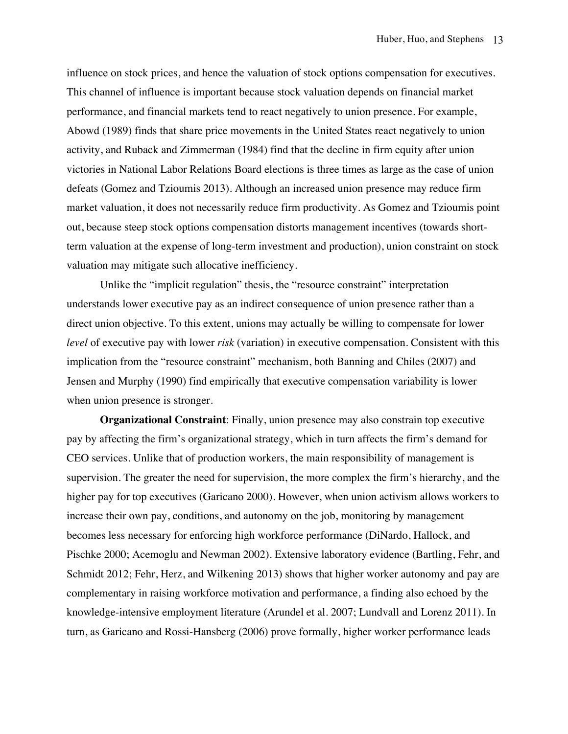influence on stock prices, and hence the valuation of stock options compensation for executives. This channel of influence is important because stock valuation depends on financial market performance, and financial markets tend to react negatively to union presence. For example, Abowd (1989) finds that share price movements in the United States react negatively to union activity, and Ruback and Zimmerman (1984) find that the decline in firm equity after union victories in National Labor Relations Board elections is three times as large as the case of union defeats (Gomez and Tzioumis 2013). Although an increased union presence may reduce firm market valuation, it does not necessarily reduce firm productivity. As Gomez and Tzioumis point out, because steep stock options compensation distorts management incentives (towards short-term valuation at the expense of long-term investment and production), union constraint on stock valuation may mitigate such allocative inefficiency.

Unlike the "implicit regulation" thesis, the "resource constraint" interpretation understands lower executive pay as an indirect consequence of union presence rather than a direct union objective. To this extent, unions may actually be willing to compensate for lower *level* of executive pay with lower *risk* (variation) in executive compensation. Consistent with this implication from the "resource constraint" mechanism, both Banning and Chiles (2007) and Jensen and Murphy (1990) find empirically that executive compensation variability is lower when union presence is stronger.

**Organizational Constraint**: Finally, union presence may also constrain top executive pay by affecting the firm's organizational strategy, which in turn affects the firm's demand for CEO services. Unlike that of production workers, the main responsibility of management is supervision. The greater the need for supervision, the more complex the firm's hierarchy, and the higher pay for top executives (Garicano 2000). However, when union activism allows workers to increase their own pay, conditions, and autonomy on the job, monitoring by management becomes less necessary for enforcing high workforce performance (DiNardo, Hallock, and Pischke 2000; Acemoglu and Newman 2002). Extensive laboratory evidence (Bartling, Fehr, and Schmidt 2012; Fehr, Herz, and Wilkening 2013) shows that higher worker autonomy and pay are complementary in raising workforce motivation and performance, a finding also echoed by the knowledge-intensive employment literature (Arundel et al. 2007; Lundvall and Lorenz 2011). In turn, as Garicano and Rossi-Hansberg (2006) prove formally, higher worker performance leads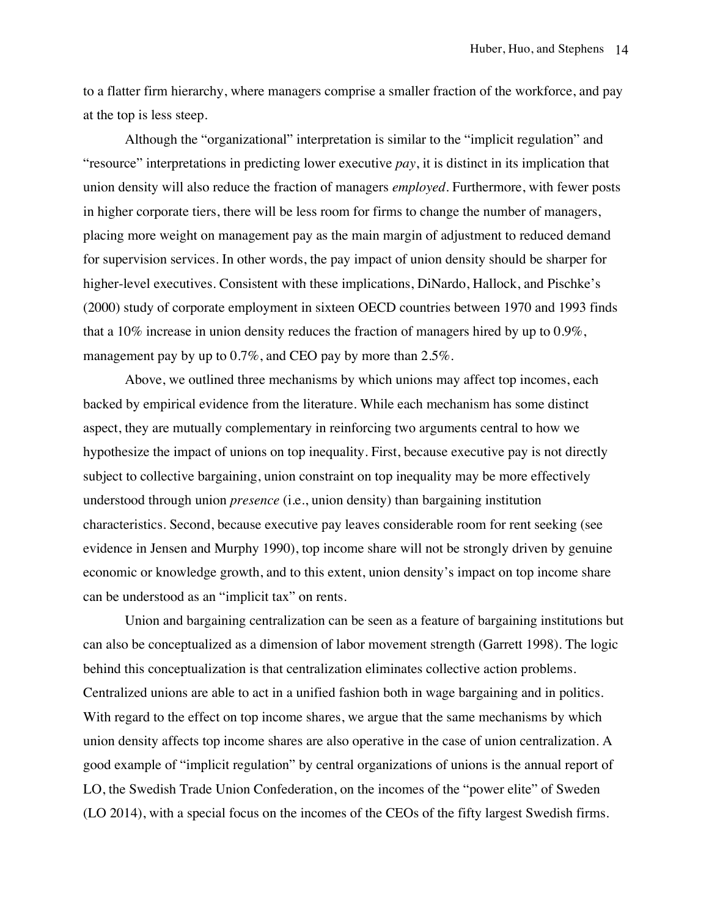to a flatter firm hierarchy, where managers comprise a smaller fraction of the workforce, and pay at the top is less steep.

Although the "organizational" interpretation is similar to the "implicit regulation" and "resource" interpretations in predicting lower executive *pay*, it is distinct in its implication that union density will also reduce the fraction of managers *employed*. Furthermore, with fewer posts in higher corporate tiers, there will be less room for firms to change the number of managers, placing more weight on management pay as the main margin of adjustment to reduced demand for supervision services. In other words, the pay impact of union density should be sharper for higher-level executives. Consistent with these implications, DiNardo, Hallock, and Pischke's (2000) study of corporate employment in sixteen OECD countries between 1970 and 1993 finds that a 10% increase in union density reduces the fraction of managers hired by up to 0.9%, management pay by up to 0.7%, and CEO pay by more than 2.5%.

Above, we outlined three mechanisms by which unions may affect top incomes, each backed by empirical evidence from the literature. While each mechanism has some distinct aspect, they are mutually complementary in reinforcing two arguments central to how we hypothesize the impact of unions on top inequality. First, because executive pay is not directly subject to collective bargaining, union constraint on top inequality may be more effectively understood through union *presence* (i.e., union density) than bargaining institution characteristics. Second, because executive pay leaves considerable room for rent seeking (see evidence in Jensen and Murphy 1990), top income share will not be strongly driven by genuine economic or knowledge growth, and to this extent, union density's impact on top income share can be understood as an "implicit tax" on rents.

Union and bargaining centralization can be seen as a feature of bargaining institutions but can also be conceptualized as a dimension of labor movement strength (Garrett 1998). The logic behind this conceptualization is that centralization eliminates collective action problems. Centralized unions are able to act in a unified fashion both in wage bargaining and in politics. With regard to the effect on top income shares, we argue that the same mechanisms by which union density affects top income shares are also operative in the case of union centralization. A good example of "implicit regulation" by central organizations of unions is the annual report of LO, the Swedish Trade Union Confederation, on the incomes of the "power elite" of Sweden (LO 2014), with a special focus on the incomes of the CEOs of the fifty largest Swedish firms.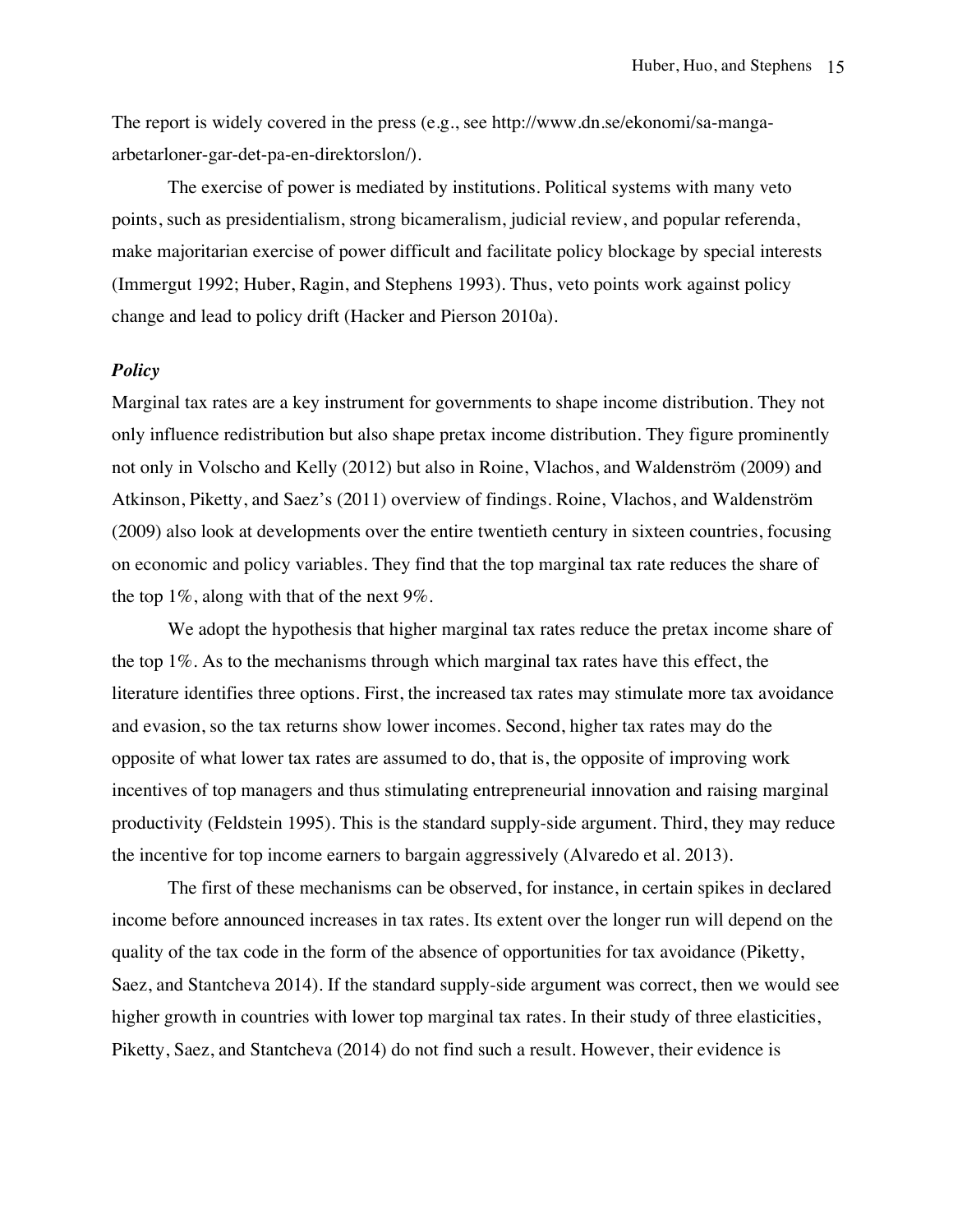The report is widely covered in the press (e.g., see http://www.dn.se/ekonomi/sa-manga-arbetarloner-gar-det-pa-en-direktorslon/).

The exercise of power is mediated by institutions. Political systems with many veto points, such as presidentialism, strong bicameralism, judicial review, and popular referenda, make majoritarian exercise of power difficult and facilitate policy blockage by special interests (Immergut 1992; Huber, Ragin, and Stephens 1993). Thus, veto points work against policy change and lead to policy drift (Hacker and Pierson 2010a).

### *Policy*

Marginal tax rates are a key instrument for governments to shape income distribution. They not only influence redistribution but also shape pretax income distribution. They figure prominently not only in Volscho and Kelly (2012) but also in Roine, Vlachos, and Waldenström (2009) and Atkinson, Piketty, and Saez's (2011) overview of findings. Roine, Vlachos, and Waldenström (2009) also look at developments over the entire twentieth century in sixteen countries, focusing on economic and policy variables. They find that the top marginal tax rate reduces the share of the top 1%, along with that of the next 9%.

We adopt the hypothesis that higher marginal tax rates reduce the pretax income share of the top 1%. As to the mechanisms through which marginal tax rates have this effect, the literature identifies three options. First, the increased tax rates may stimulate more tax avoidance and evasion, so the tax returns show lower incomes. Second, higher tax rates may do the opposite of what lower tax rates are assumed to do, that is, the opposite of improving work incentives of top managers and thus stimulating entrepreneurial innovation and raising marginal productivity (Feldstein 1995). This is the standard supply-side argument. Third, they may reduce the incentive for top income earners to bargain aggressively (Alvaredo et al. 2013).

The first of these mechanisms can be observed, for instance, in certain spikes in declared income before announced increases in tax rates. Its extent over the longer run will depend on the quality of the tax code in the form of the absence of opportunities for tax avoidance (Piketty, Saez, and Stantcheva 2014). If the standard supply-side argument was correct, then we would see higher growth in countries with lower top marginal tax rates. In their study of three elasticities, Piketty, Saez, and Stantcheva (2014) do not find such a result. However, their evidence is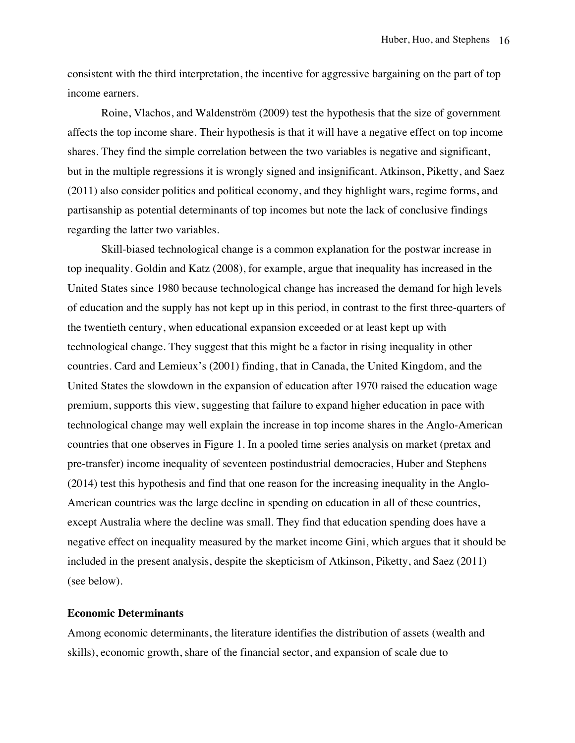consistent with the third interpretation, the incentive for aggressive bargaining on the part of top income earners.

Roine, Vlachos, and Waldenström (2009) test the hypothesis that the size of government affects the top income share. Their hypothesis is that it will have a negative effect on top income shares. They find the simple correlation between the two variables is negative and significant, but in the multiple regressions it is wrongly signed and insignificant. Atkinson, Piketty, and Saez (2011) also consider politics and political economy, and they highlight wars, regime forms, and partisanship as potential determinants of top incomes but note the lack of conclusive findings regarding the latter two variables.

Skill-biased technological change is a common explanation for the postwar increase in top inequality. Goldin and Katz (2008), for example, argue that inequality has increased in the United States since 1980 because technological change has increased the demand for high levels of education and the supply has not kept up in this period, in contrast to the first three-quarters of the twentieth century, when educational expansion exceeded or at least kept up with technological change. They suggest that this might be a factor in rising inequality in other countries. Card and Lemieux's (2001) finding, that in Canada, the United Kingdom, and the United States the slowdown in the expansion of education after 1970 raised the education wage premium, supports this view, suggesting that failure to expand higher education in pace with technological change may well explain the increase in top income shares in the Anglo-American countries that one observes in Figure 1. In a pooled time series analysis on market (pretax and pre-transfer) income inequality of seventeen postindustrial democracies, Huber and Stephens (2014) test this hypothesis and find that one reason for the increasing inequality in the Anglo-American countries was the large decline in spending on education in all of these countries, except Australia where the decline was small. They find that education spending does have a negative effect on inequality measured by the market income Gini, which argues that it should be included in the present analysis, despite the skepticism of Atkinson, Piketty, and Saez (2011) (see below).

**Economic Determinants**

Among economic determinants, the literature identifies the distribution of assets (wealth and skills), economic growth, share of the financial sector, and expansion of scale due to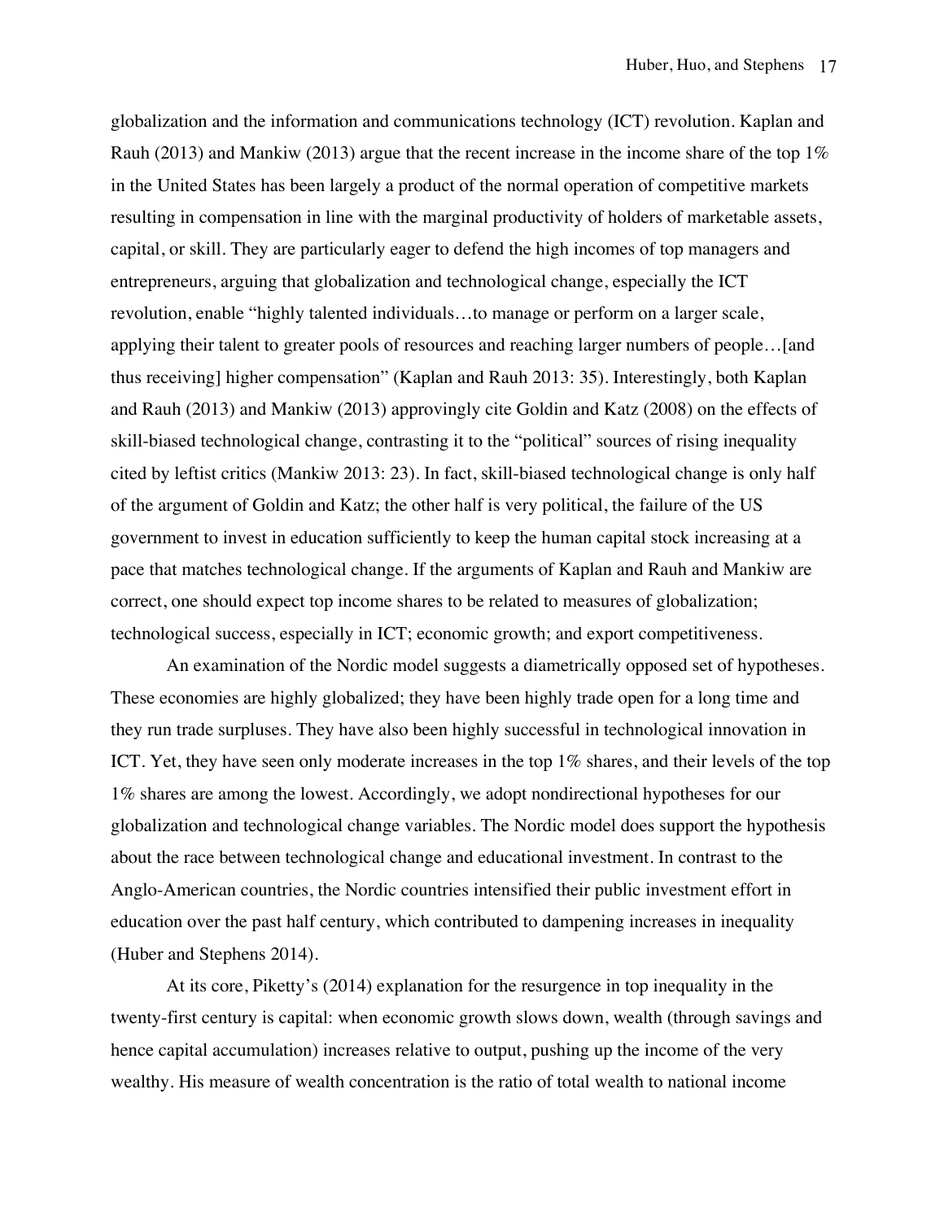globalization and the information and communications technology (ICT) revolution. Kaplan and Rauh (2013) and Mankiw (2013) argue that the recent increase in the income share of the top 1% in the United States has been largely a product of the normal operation of competitive markets resulting in compensation in line with the marginal productivity of holders of marketable assets, capital, or skill. They are particularly eager to defend the high incomes of top managers and entrepreneurs, arguing that globalization and technological change, especially the ICT revolution, enable "highly talented individuals…to manage or perform on a larger scale, applying their talent to greater pools of resources and reaching larger numbers of people…[and thus receiving] higher compensation" (Kaplan and Rauh 2013: 35). Interestingly, both Kaplan and Rauh (2013) and Mankiw (2013) approvingly cite Goldin and Katz (2008) on the effects of skill-biased technological change, contrasting it to the "political" sources of rising inequality cited by leftist critics (Mankiw 2013: 23). In fact, skill-biased technological change is only half of the argument of Goldin and Katz; the other half is very political, the failure of the US government to invest in education sufficiently to keep the human capital stock increasing at a pace that matches technological change. If the arguments of Kaplan and Rauh and Mankiw are correct, one should expect top income shares to be related to measures of globalization; technological success, especially in ICT; economic growth; and export competitiveness.

An examination of the Nordic model suggests a diametrically opposed set of hypotheses. These economies are highly globalized; they have been highly trade open for a long time and they run trade surpluses. They have also been highly successful in technological innovation in ICT. Yet, they have seen only moderate increases in the top 1% shares, and their levels of the top 1% shares are among the lowest. Accordingly, we adopt nondirectional hypotheses for our globalization and technological change variables. The Nordic model does support the hypothesis about the race between technological change and educational investment. In contrast to the Anglo-American countries, the Nordic countries intensified their public investment effort in education over the past half century, which contributed to dampening increases in inequality (Huber and Stephens 2014).

At its core, Piketty's (2014) explanation for the resurgence in top inequality in the twenty-first century is capital: when economic growth slows down, wealth (through savings and hence capital accumulation) increases relative to output, pushing up the income of the very wealthy. His measure of wealth concentration is the ratio of total wealth to national income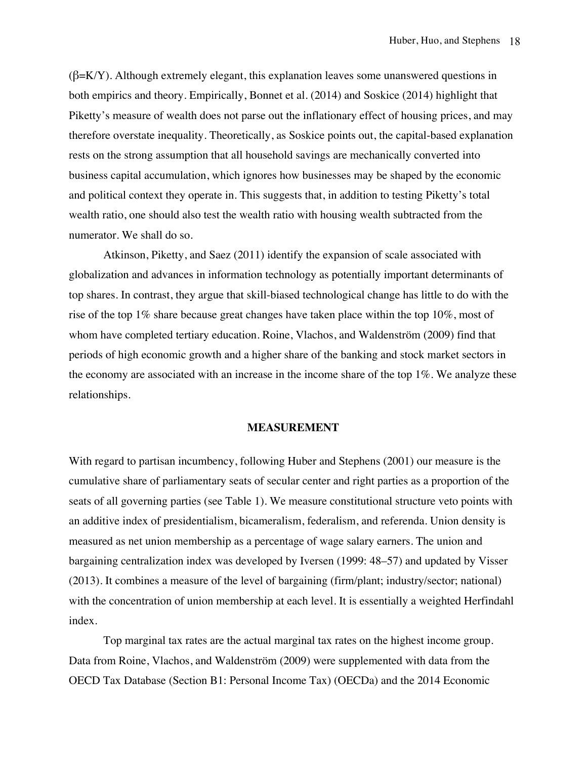($\beta$=K/Y). Although extremely elegant, this explanation leaves some unanswered questions in both empirics and theory. Empirically, Bonnet et al. (2014) and Soskice (2014) highlight that Piketty's measure of wealth does not parse out the inflationary effect of housing prices, and may therefore overstate inequality. Theoretically, as Soskice points out, the capital-based explanation rests on the strong assumption that all household savings are mechanically converted into business capital accumulation, which ignores how businesses may be shaped by the economic and political context they operate in. This suggests that, in addition to testing Piketty's total wealth ratio, one should also test the wealth ratio with housing wealth subtracted from the numerator. We shall do so.

Atkinson, Piketty, and Saez (2011) identify the expansion of scale associated with globalization and advances in information technology as potentially important determinants of top shares. In contrast, they argue that skill-biased technological change has little to do with the rise of the top 1% share because great changes have taken place within the top 10%, most of whom have completed tertiary education. Roine, Vlachos, and Waldenström (2009) find that periods of high economic growth and a higher share of the banking and stock market sectors in the economy are associated with an increase in the income share of the top 1%. We analyze these relationships.

## MEASUREMENT

With regard to partisan incumbency, following Huber and Stephens (2001) our measure is the cumulative share of parliamentary seats of secular center and right parties as a proportion of the seats of all governing parties (see Table 1). We measure constitutional structure veto points with an additive index of presidentialism, bicameralism, federalism, and referenda. Union density is measured as net union membership as a percentage of wage salary earners. The union and bargaining centralization index was developed by Iversen (1999: 48–57) and updated by Visser (2013). It combines a measure of the level of bargaining (firm/plant; industry/sector; national) with the concentration of union membership at each level. It is essentially a weighted Herfindahl index.

Top marginal tax rates are the actual marginal tax rates on the highest income group. Data from Roine, Vlachos, and Waldenström (2009) were supplemented with data from the OECD Tax Database (Section B1: Personal Income Tax) (OECDa) and the 2014 Economic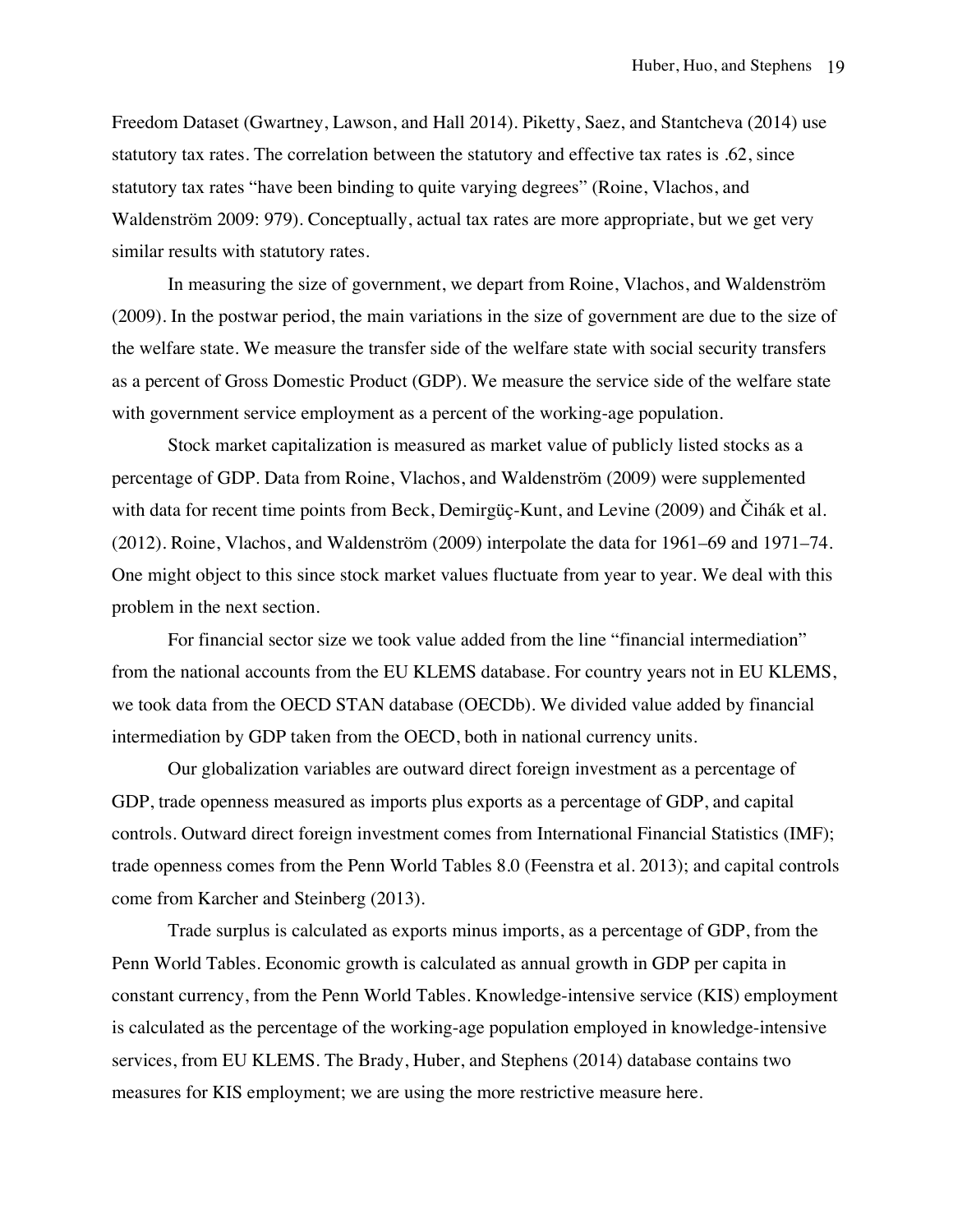Freedom Dataset (Gwartney, Lawson, and Hall 2014). Piketty, Saez, and Stantcheva (2014) use statutory tax rates. The correlation between the statutory and effective tax rates is .62, since statutory tax rates "have been binding to quite varying degrees" (Roine, Vlachos, and Waldenström 2009: 979). Conceptually, actual tax rates are more appropriate, but we get very similar results with statutory rates.

In measuring the size of government, we depart from Roine, Vlachos, and Waldenström (2009). In the postwar period, the main variations in the size of government are due to the size of the welfare state. We measure the transfer side of the welfare state with social security transfers as a percent of Gross Domestic Product (GDP). We measure the service side of the welfare state with government service employment as a percent of the working-age population.

Stock market capitalization is measured as market value of publicly listed stocks as a percentage of GDP. Data from Roine, Vlachos, and Waldenström (2009) were supplemented with data for recent time points from Beck, Demirgüç-Kunt, and Levine (2009) and Čihák et al. (2012). Roine, Vlachos, and Waldenström (2009) interpolate the data for 1961–69 and 1971–74. One might object to this since stock market values fluctuate from year to year. We deal with this problem in the next section.

For financial sector size we took value added from the line "financial intermediation" from the national accounts from the EU KLEMS database. For country years not in EU KLEMS, we took data from the OECD STAN database (OECDb). We divided value added by financial intermediation by GDP taken from the OECD, both in national currency units.

Our globalization variables are outward direct foreign investment as a percentage of GDP, trade openness measured as imports plus exports as a percentage of GDP, and capital controls. Outward direct foreign investment comes from International Financial Statistics (IMF); trade openness comes from the Penn World Tables 8.0 (Feenstra et al. 2013); and capital controls come from Karcher and Steinberg (2013).

Trade surplus is calculated as exports minus imports, as a percentage of GDP, from the Penn World Tables. Economic growth is calculated as annual growth in GDP per capita in constant currency, from the Penn World Tables. Knowledge-intensive service (KIS) employment is calculated as the percentage of the working-age population employed in knowledge-intensive services, from EU KLEMS. The Brady, Huber, and Stephens (2014) database contains two measures for KIS employment; we are using the more restrictive measure here.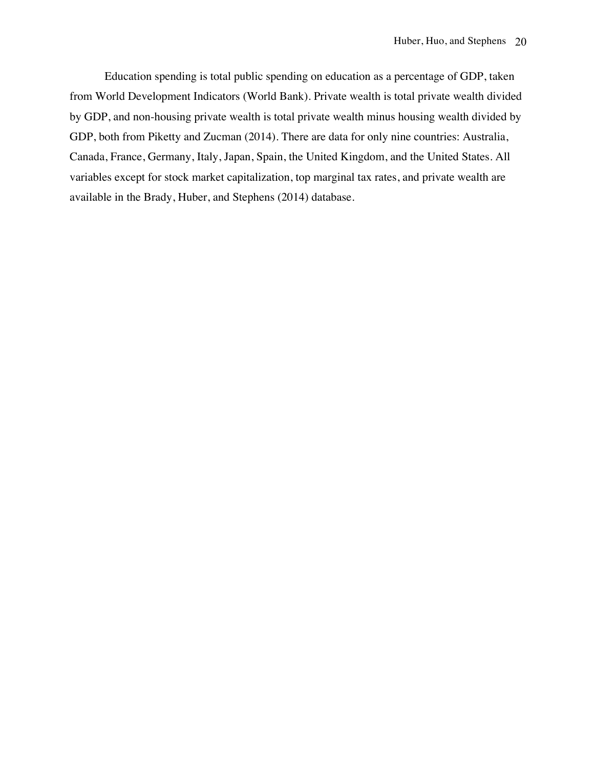Education spending is total public spending on education as a percentage of GDP, taken from World Development Indicators (World Bank). Private wealth is total private wealth divided by GDP, and non-housing private wealth is total private wealth minus housing wealth divided by GDP, both from Piketty and Zucman (2014). There are data for only nine countries: Australia, Canada, France, Germany, Italy, Japan, Spain, the United Kingdom, and the United States. All variables except for stock market capitalization, top marginal tax rates, and private wealth are available in the Brady, Huber, and Stephens (2014) database.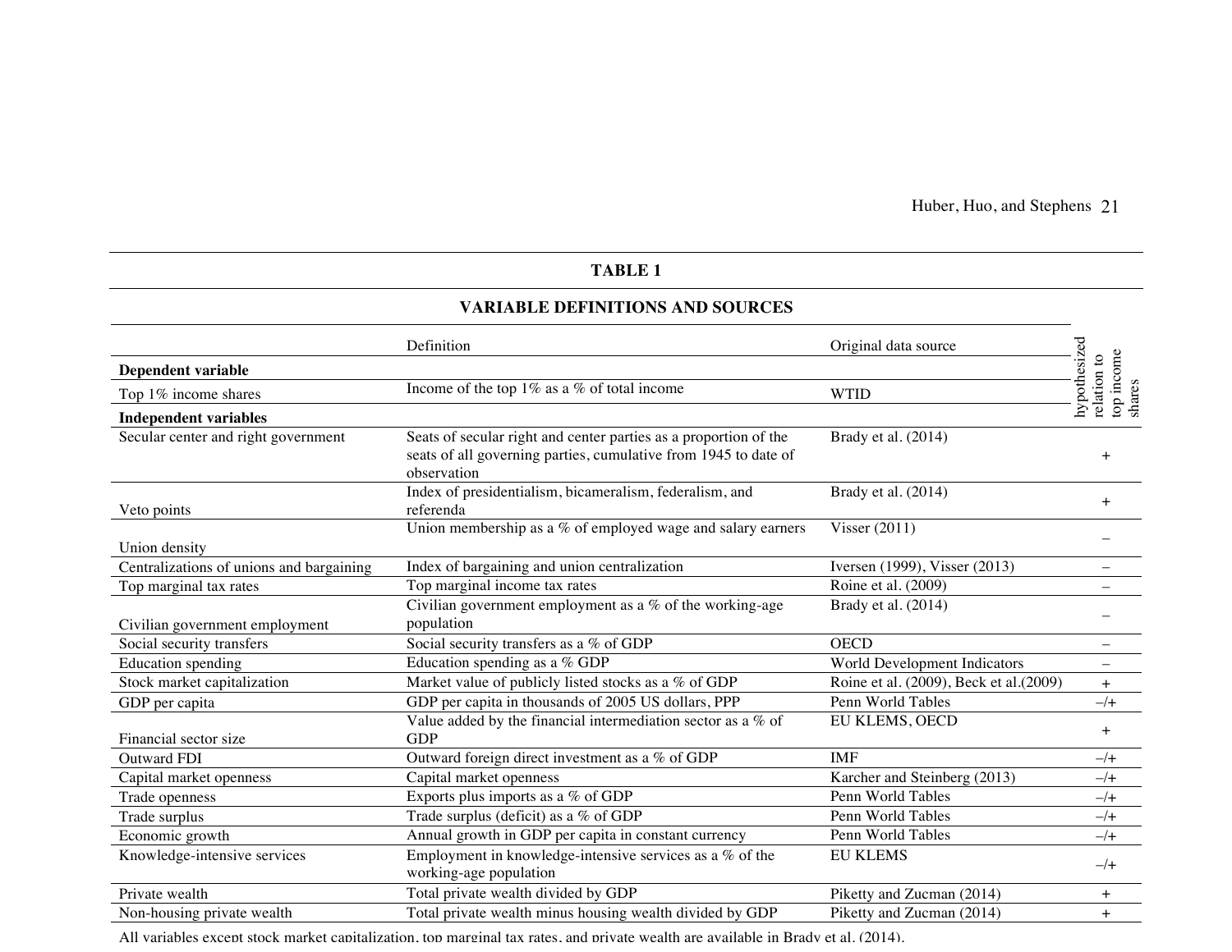**TABLE 1**

**VARIABLE DEFINITIONS AND SOURCES**

| | Definition | Original data source | hypothesized relation to top income shares |
|---|---|---|---|
| **Dependent variable** | | | |
| Top 1% income shares | Income of the top 1% as a % of total income | WTID | |
| **Independent variables** | | | |
| Secular center and right government | Seats of secular right and center parties as a proportion of the seats of all governing parties, cumulative from 1945 to date of observation | Brady et al. (2014) | + |
| Veto points | Index of presidentialism, bicameralism, federalism, and referenda | Brady et al. (2014) | + |
| Union density | Union membership as a % of employed wage and salary earners | Visser (2011) | – |
| Centralizations of unions and bargaining | Index of bargaining and union centralization | Iversen (1999), Visser (2013) | – |
| Top marginal tax rates | Top marginal income tax rates | Roine et al. (2009) | – |
| Civilian government employment | Civilian government employment as a % of the working-age population | Brady et al. (2014) | – |
| Social security transfers | Social security transfers as a % of GDP | OECD | – |
| Education spending | Education spending as a % GDP | World Development Indicators | – |
| Stock market capitalization | Market value of publicly listed stocks as a % of GDP | Roine et al. (2009), Beck et al.(2009) | + |
| GDP per capita | GDP per capita in thousands of 2005 US dollars, PPP | Penn World Tables | –/+ |
| Financial sector size | Value added by the financial intermediation sector as a % of GDP | EU KLEMS, OECD | + |
| Outward FDI | Outward foreign direct investment as a % of GDP | IMF | –/+ |
| Capital market openness | Capital market openness | Karcher and Steinberg (2013) | –/+ |
| Trade openness | Exports plus imports as a % of GDP | Penn World Tables | –/+ |
| Trade surplus | Trade surplus (deficit) as a % of GDP | Penn World Tables | –/+ |
| Economic growth | Annual growth in GDP per capita in constant currency | Penn World Tables | –/+ |
| Knowledge-intensive services | Employment in knowledge-intensive services as a % of the working-age population | EU KLEMS | –/+ |
| Private wealth | Total private wealth divided by GDP | Piketty and Zucman (2014) | + |
| Non-housing private wealth | Total private wealth minus housing wealth divided by GDP | Piketty and Zucman (2014) | + |

All variables except stock market capitalization, top marginal tax rates, and private wealth are available in Brady et al. (2014).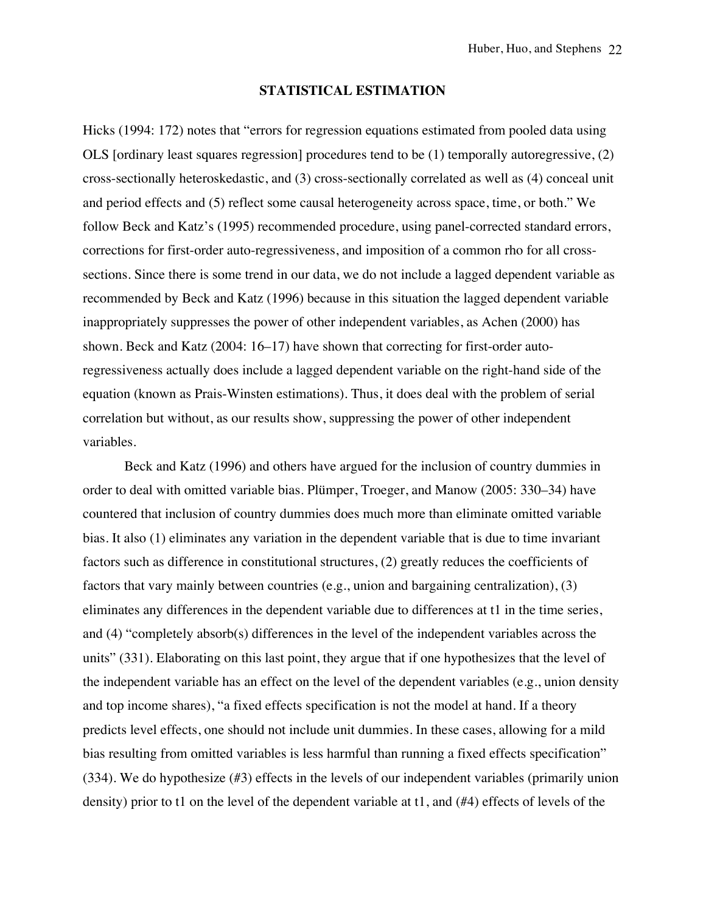## STATISTICAL ESTIMATION

Hicks (1994: 172) notes that "errors for regression equations estimated from pooled data using OLS [ordinary least squares regression] procedures tend to be (1) temporally autoregressive, (2) cross-sectionally heteroskedastic, and (3) cross-sectionally correlated as well as (4) conceal unit and period effects and (5) reflect some causal heterogeneity across space, time, or both." We follow Beck and Katz's (1995) recommended procedure, using panel-corrected standard errors, corrections for first-order auto-regressiveness, and imposition of a common rho for all cross-sections. Since there is some trend in our data, we do not include a lagged dependent variable as recommended by Beck and Katz (1996) because in this situation the lagged dependent variable inappropriately suppresses the power of other independent variables, as Achen (2000) has shown. Beck and Katz (2004: 16–17) have shown that correcting for first-order auto-regressiveness actually does include a lagged dependent variable on the right-hand side of the equation (known as Prais-Winsten estimations). Thus, it does deal with the problem of serial correlation but without, as our results show, suppressing the power of other independent variables.

Beck and Katz (1996) and others have argued for the inclusion of country dummies in order to deal with omitted variable bias. Plümper, Troeger, and Manow (2005: 330–34) have countered that inclusion of country dummies does much more than eliminate omitted variable bias. It also (1) eliminates any variation in the dependent variable that is due to time invariant factors such as difference in constitutional structures, (2) greatly reduces the coefficients of factors that vary mainly between countries (e.g., union and bargaining centralization), (3) eliminates any differences in the dependent variable due to differences at t1 in the time series, and (4) "completely absorb(s) differences in the level of the independent variables across the units" (331). Elaborating on this last point, they argue that if one hypothesizes that the level of the independent variable has an effect on the level of the dependent variables (e.g., union density and top income shares), "a fixed effects specification is not the model at hand. If a theory predicts level effects, one should not include unit dummies. In these cases, allowing for a mild bias resulting from omitted variables is less harmful than running a fixed effects specification" (334). We do hypothesize (#3) effects in the levels of our independent variables (primarily union density) prior to t1 on the level of the dependent variable at t1, and (#4) effects of levels of the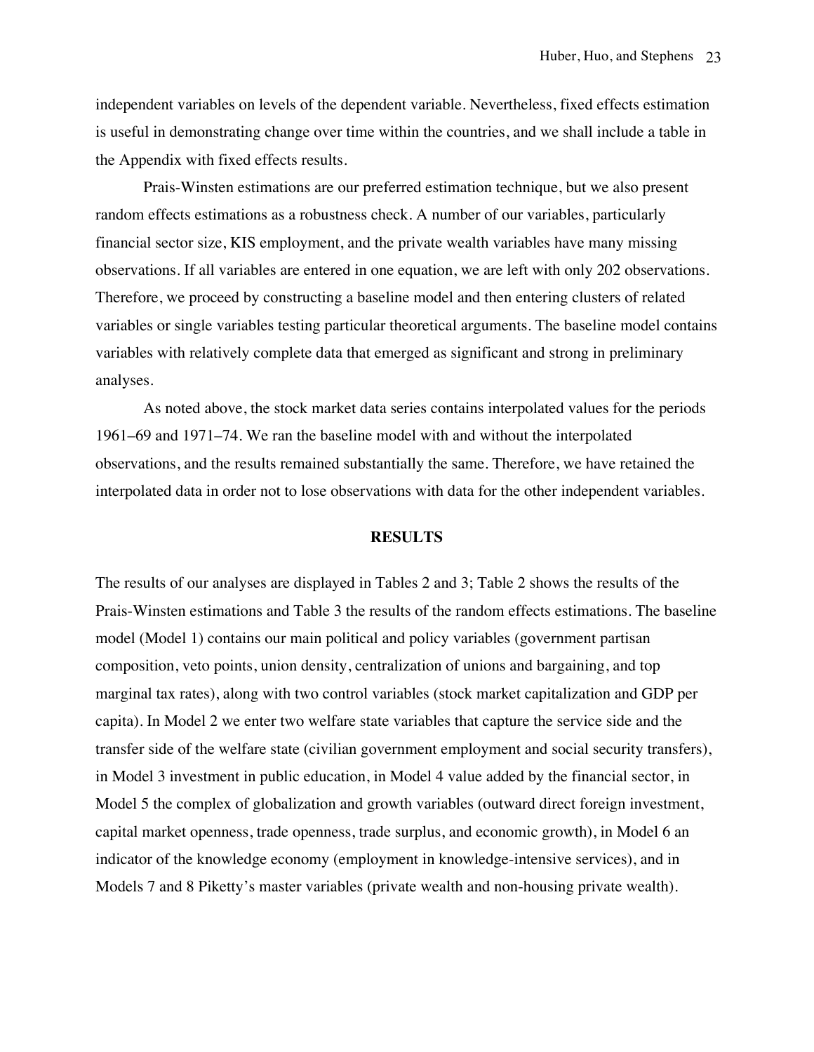independent variables on levels of the dependent variable. Nevertheless, fixed effects estimation is useful in demonstrating change over time within the countries, and we shall include a table in the Appendix with fixed effects results.

Prais-Winsten estimations are our preferred estimation technique, but we also present random effects estimations as a robustness check. A number of our variables, particularly financial sector size, KIS employment, and the private wealth variables have many missing observations. If all variables are entered in one equation, we are left with only 202 observations. Therefore, we proceed by constructing a baseline model and then entering clusters of related variables or single variables testing particular theoretical arguments. The baseline model contains variables with relatively complete data that emerged as significant and strong in preliminary analyses.

As noted above, the stock market data series contains interpolated values for the periods 1961–69 and 1971–74. We ran the baseline model with and without the interpolated observations, and the results remained substantially the same. Therefore, we have retained the interpolated data in order not to lose observations with data for the other independent variables.

## RESULTS

The results of our analyses are displayed in Tables 2 and 3; Table 2 shows the results of the Prais-Winsten estimations and Table 3 the results of the random effects estimations. The baseline model (Model 1) contains our main political and policy variables (government partisan composition, veto points, union density, centralization of unions and bargaining, and top marginal tax rates), along with two control variables (stock market capitalization and GDP per capita). In Model 2 we enter two welfare state variables that capture the service side and the transfer side of the welfare state (civilian government employment and social security transfers), in Model 3 investment in public education, in Model 4 value added by the financial sector, in Model 5 the complex of globalization and growth variables (outward direct foreign investment, capital market openness, trade openness, trade surplus, and economic growth), in Model 6 an indicator of the knowledge economy (employment in knowledge-intensive services), and in Models 7 and 8 Piketty's master variables (private wealth and non-housing private wealth).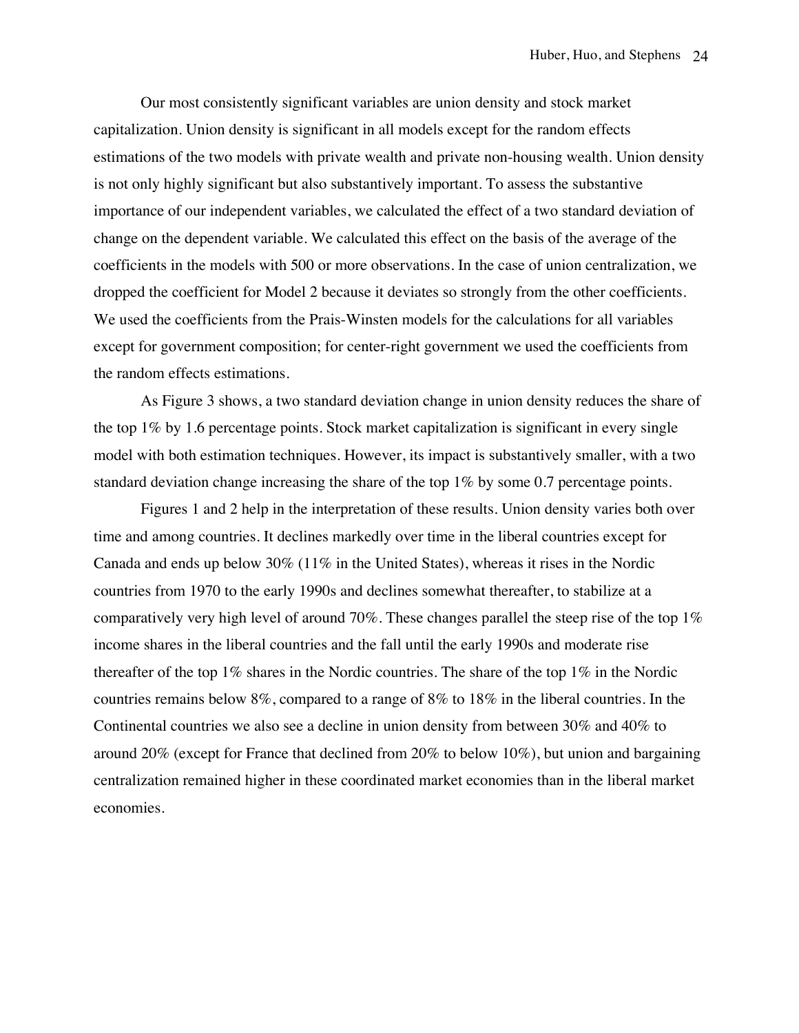Our most consistently significant variables are union density and stock market capitalization. Union density is significant in all models except for the random effects estimations of the two models with private wealth and private non-housing wealth. Union density is not only highly significant but also substantively important. To assess the substantive importance of our independent variables, we calculated the effect of a two standard deviation of change on the dependent variable. We calculated this effect on the basis of the average of the coefficients in the models with 500 or more observations. In the case of union centralization, we dropped the coefficient for Model 2 because it deviates so strongly from the other coefficients. We used the coefficients from the Prais-Winsten models for the calculations for all variables except for government composition; for center-right government we used the coefficients from the random effects estimations.

As Figure 3 shows, a two standard deviation change in union density reduces the share of the top 1% by 1.6 percentage points. Stock market capitalization is significant in every single model with both estimation techniques. However, its impact is substantively smaller, with a two standard deviation change increasing the share of the top 1% by some 0.7 percentage points.

Figures 1 and 2 help in the interpretation of these results. Union density varies both over time and among countries. It declines markedly over time in the liberal countries except for Canada and ends up below 30% (11% in the United States), whereas it rises in the Nordic countries from 1970 to the early 1990s and declines somewhat thereafter, to stabilize at a comparatively very high level of around 70%. These changes parallel the steep rise of the top 1% income shares in the liberal countries and the fall until the early 1990s and moderate rise thereafter of the top 1% shares in the Nordic countries. The share of the top 1% in the Nordic countries remains below 8%, compared to a range of 8% to 18% in the liberal countries. In the Continental countries we also see a decline in union density from between 30% and 40% to around 20% (except for France that declined from 20% to below 10%), but union and bargaining centralization remained higher in these coordinated market economies than in the liberal market economies.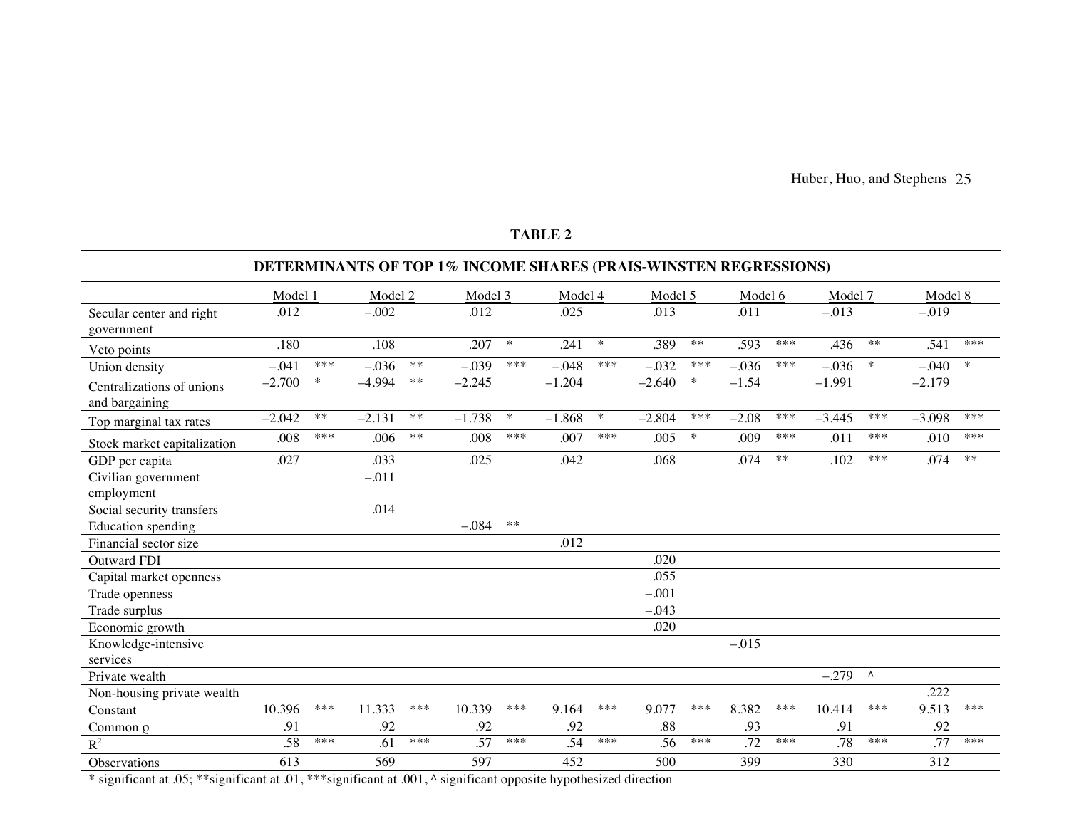**TABLE 2**

**DETERMINANTS OF TOP 1% INCOME SHARES (PRAIS-WINSTEN REGRESSIONS)**

| | Model 1 | | Model 2 | | Model 3 | | Model 4 | | Model 5 | | Model 6 | | Model 7 | | Model 8 | |
|---|---|---|---|---|---|---|---|---|---|---|---|---|---|---|---|---|
| Secular center and right government | .012 | | –.002 | | .012 | | .025 | | .013 | | .011 | | –.013 | | –.019 | |
| Veto points | .180 | | .108 | | .207 | * | .241 | * | .389 | ** | .593 | *** | .436 | ** | .541 | *** |
| Union density | –.041 | *** | –.036 | ** | –.039 | *** | –.048 | *** | –.032 | *** | –.036 | *** | –.036 | * | –.040 | * |
| Centralizations of unions and bargaining | –2.700 | * | –4.994 | ** | –2.245 | | –1.204 | | –2.640 | * | –1.54 | | –1.991 | | –2.179 | |
| Top marginal tax rates | –2.042 | ** | –2.131 | ** | –1.738 | * | –1.868 | * | –2.804 | *** | –2.08 | *** | –3.445 | *** | –3.098 | *** |
| Stock market capitalization | .008 | *** | .006 | ** | .008 | *** | .007 | *** | .005 | * | .009 | *** | .011 | *** | .010 | *** |
| GDP per capita | .027 | | .033 | | .025 | | .042 | | .068 | | .074 | ** | .102 | *** | .074 | ** |
| Civilian government employment | | | –.011 | | | | | | | | | | | | | |
| Social security transfers | | | .014 | | | | | | | | | | | | | |
| Education spending | | | | | –.084 | ** | | | | | | | | | | |
| Financial sector size | | | | | | | .012 | | | | | | | | | |
| Outward FDI | | | | | | | | | .020 | | | | | | | |
| Capital market openness | | | | | | | | | .055 | | | | | | | |
| Trade openness | | | | | | | | | –.001 | | | | | | | |
| Trade surplus | | | | | | | | | –.043 | | | | | | | |
| Economic growth | | | | | | | | | .020 | | | | | | | |
| Knowledge-intensive services | | | | | | | | | | | –.015 | | | | | |
| Private wealth | | | | | | | | | | | | | –.279 | ^ | | |
| Non-housing private wealth | | | | | | | | | | | | | | | .222 | |
| Constant | 10.396 | *** | 11.333 | *** | 10.339 | *** | 9.164 | *** | 9.077 | *** | 8.382 | *** | 10.414 | *** | 9.513 | *** |
| Common ϱ | .91 | | .92 | | .92 | | .92 | | .88 | | .93 | | .91 | | .92 | |
| $R^2$ | .58 | *** | .61 | *** | .57 | *** | .54 | *** | .56 | *** | .72 | *** | .78 | *** | .77 | *** |
| Observations | 613 | | 569 | | 597 | | 452 | | 500 | | 399 | | 330 | | 312 | |

\* significant at .05; **significant at .01, ***significant at .001, ^ significant opposite hypothesized direction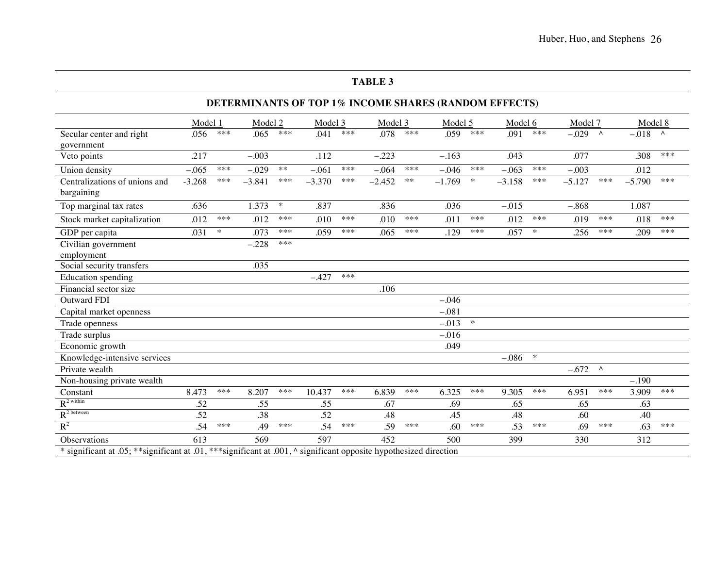**TABLE 3**

**DETERMINANTS OF TOP 1% INCOME SHARES (RANDOM EFFECTS)**

| | Model 1 | | Model 2 | | Model 3 | | Model 3 | | Model 5 | | Model 6 | | Model 7 | | Model 8 | |
|---|---|---|---|---|---|---|---|---|---|---|---|---|---|---|---|---|
| Secular center and right government | .056 | *** | .065 | *** | .041 | *** | .078 | *** | .059 | *** | .091 | *** | –.029 | ^ | –.018 | ^ |
| Veto points | .217 | | –.003 | | .112 | | –.223 | | –.163 | | .043 | | .077 | | .308 | *** |
| Union density | –.065 | *** | –.029 | ** | –.061 | *** | –.064 | *** | –.046 | *** | –.063 | *** | –.003 | | .012 | |
| Centralizations of unions and bargaining | -3.268 | *** | –3.841 | *** | –3.370 | *** | –2.452 | ** | –1.769 | * | –3.158 | *** | –5.127 | *** | –5.790 | *** |
| Top marginal tax rates | .636 | | 1.373 | * | .837 | | .836 | | .036 | | –.015 | | –.868 | | 1.087 | |
| Stock market capitalization | .012 | *** | .012 | *** | .010 | *** | .010 | *** | .011 | *** | .012 | *** | .019 | *** | .018 | *** |
| GDP per capita | .031 | * | .073 | *** | .059 | *** | .065 | *** | .129 | *** | .057 | * | .256 | *** | .209 | *** |
| Civilian government employment | | | –.228 | *** | | | | | | | | | | | | |
| Social security transfers | | | .035 | | | | | | | | | | | | | |
| Education spending | | | | | –.427 | *** | | | | | | | | | | |
| Financial sector size | | | | | | | .106 | | | | | | | | | |
| Outward FDI | | | | | | | | | –.046 | | | | | | | |
| Capital market openness | | | | | | | | | –.081 | | | | | | | |
| Trade openness | | | | | | | | | –.013 | * | | | | | | |
| Trade surplus | | | | | | | | | –.016 | | | | | | | |
| Economic growth | | | | | | | | | .049 | | | | | | | |
| Knowledge-intensive services | | | | | | | | | | | –.086 | * | | | | |
| Private wealth | | | | | | | | | | | | | –.672 | ^ | | |
| Non-housing private wealth | | | | | | | | | | | | | | | –.190 | |
| Constant | 8.473 | *** | 8.207 | *** | 10.437 | *** | 6.839 | *** | 6.325 | *** | 9.305 | *** | 6.951 | *** | 3.909 | *** |
| $R^{2\ within}$ | .52 | | .55 | | .55 | | .67 | | .69 | | .65 | | .65 | | .63 | |
| $R^{2\ between}$ | .52 | | .38 | | .52 | | .48 | | .45 | | .48 | | .60 | | .40 | |
| $R^2$ | .54 | *** | .49 | *** | .54 | *** | .59 | *** | .60 | *** | .53 | *** | .69 | *** | .63 | *** |
| Observations | 613 | | 569 | | 597 | | 452 | | 500 | | 399 | | 330 | | 312 | |

* significant at .05; **significant at .01, ***significant at .001, ^ significant opposite hypothesized direction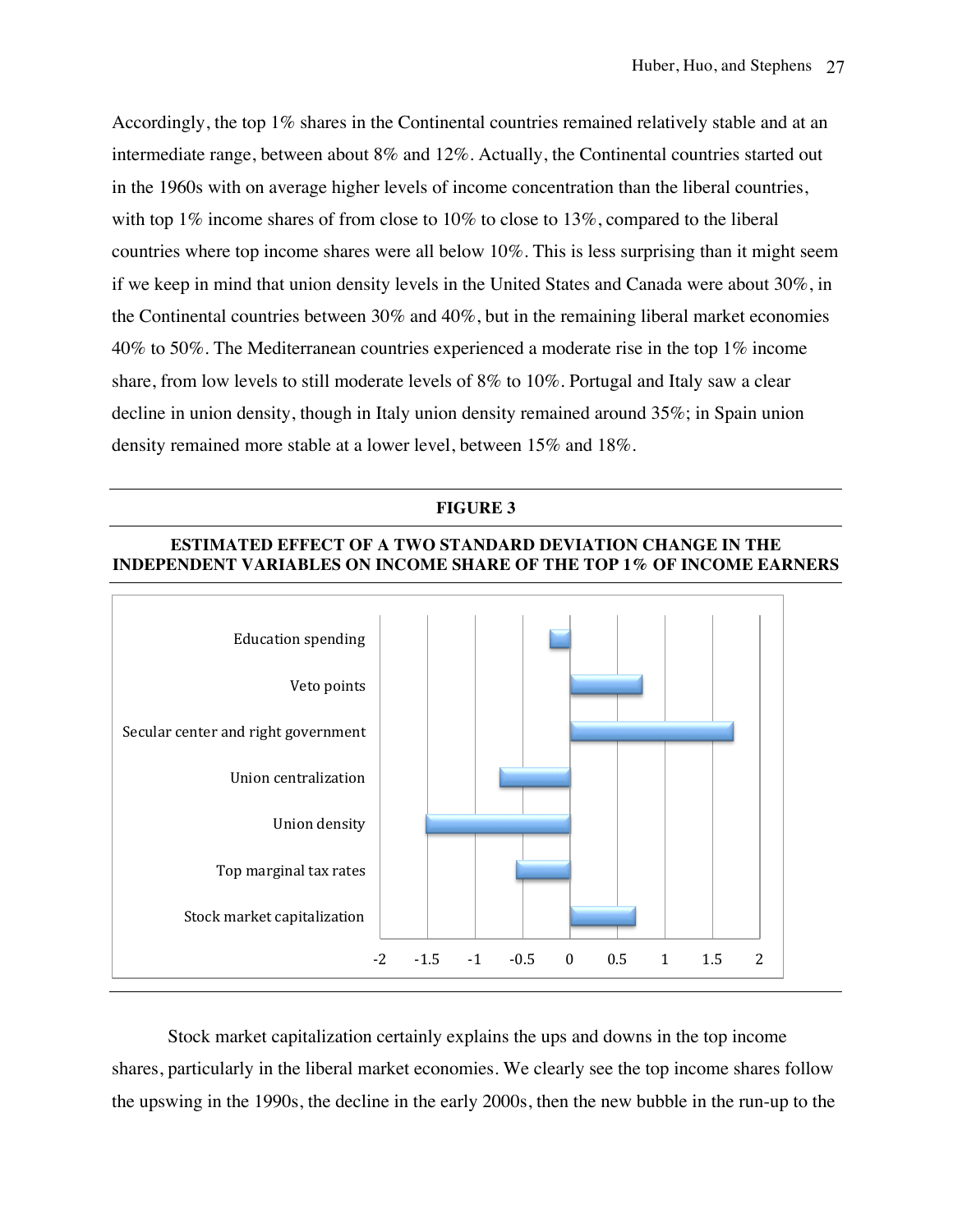Accordingly, the top 1% shares in the Continental countries remained relatively stable and at an intermediate range, between about 8% and 12%. Actually, the Continental countries started out in the 1960s with on average higher levels of income concentration than the liberal countries, with top 1% income shares of from close to 10% to close to 13%, compared to the liberal countries where top income shares were all below 10%. This is less surprising than it might seem if we keep in mind that union density levels in the United States and Canada were about 30%, in the Continental countries between 30% and 40%, but in the remaining liberal market economies 40% to 50%. The Mediterranean countries experienced a moderate rise in the top 1% income share, from low levels to still moderate levels of 8% to 10%. Portugal and Italy saw a clear decline in union density, though in Italy union density remained around 35%; in Spain union density remained more stable at a lower level, between 15% and 18%.

**FIGURE 3**

**ESTIMATED EFFECT OF A TWO STANDARD DEVIATION CHANGE IN THE INDEPENDENT VARIABLES ON INCOME SHARE OF THE TOP 1% OF INCOME EARNERS**

Education spending
Veto points
Secular center and right government
Union centralization
Union density
Top marginal tax rates
Stock market capitalization

-2 -1.5 -1 -0.5 0 0.5 1 1.5 2

Stock market capitalization certainly explains the ups and downs in the top income shares, particularly in the liberal market economies. We clearly see the top income shares follow the upswing in the 1990s, the decline in the early 2000s, then the new bubble in the run-up to the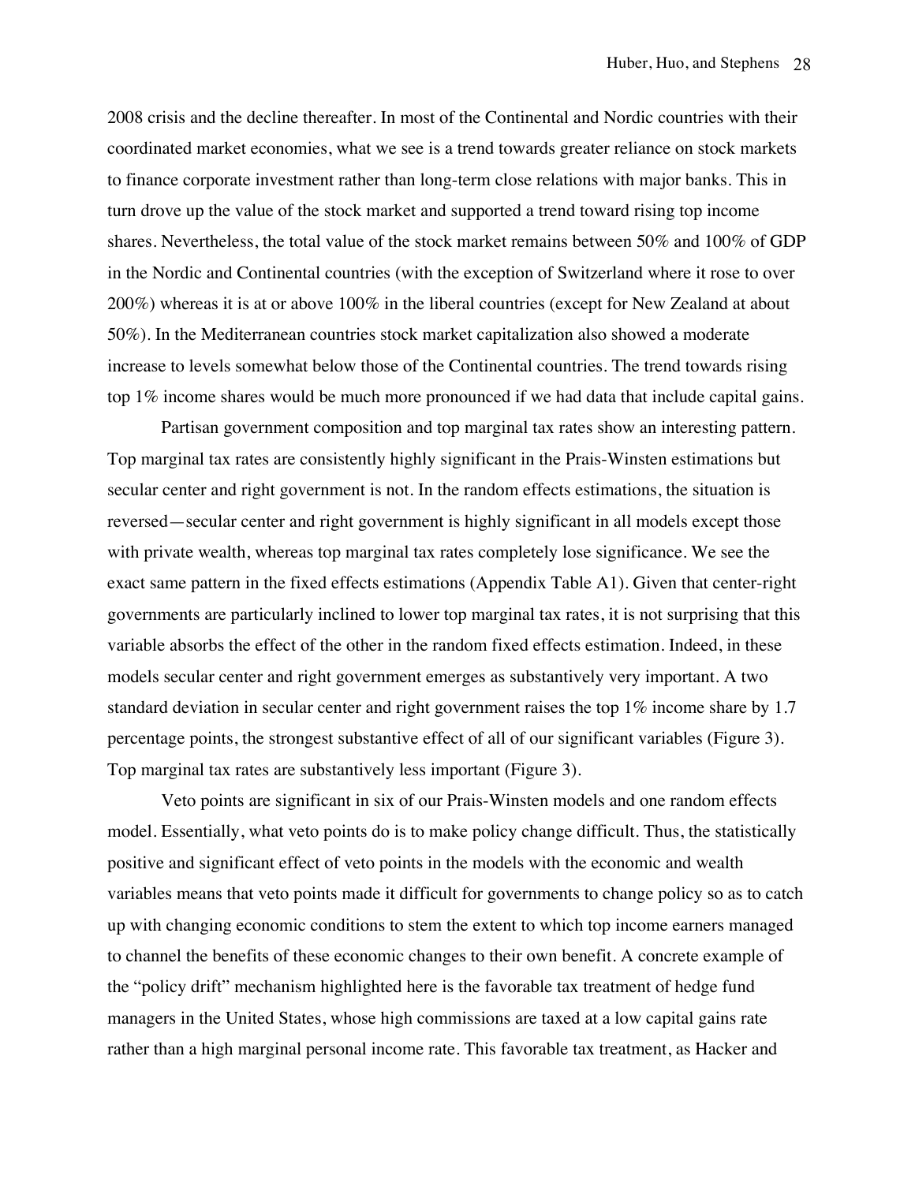2008 crisis and the decline thereafter. In most of the Continental and Nordic countries with their coordinated market economies, what we see is a trend towards greater reliance on stock markets to finance corporate investment rather than long-term close relations with major banks. This in turn drove up the value of the stock market and supported a trend toward rising top income shares. Nevertheless, the total value of the stock market remains between 50% and 100% of GDP in the Nordic and Continental countries (with the exception of Switzerland where it rose to over 200%) whereas it is at or above 100% in the liberal countries (except for New Zealand at about 50%). In the Mediterranean countries stock market capitalization also showed a moderate increase to levels somewhat below those of the Continental countries. The trend towards rising top 1% income shares would be much more pronounced if we had data that include capital gains.

Partisan government composition and top marginal tax rates show an interesting pattern. Top marginal tax rates are consistently highly significant in the Prais-Winsten estimations but secular center and right government is not. In the random effects estimations, the situation is reversed—secular center and right government is highly significant in all models except those with private wealth, whereas top marginal tax rates completely lose significance. We see the exact same pattern in the fixed effects estimations (Appendix Table A1). Given that center-right governments are particularly inclined to lower top marginal tax rates, it is not surprising that this variable absorbs the effect of the other in the random fixed effects estimation. Indeed, in these models secular center and right government emerges as substantively very important. A two standard deviation in secular center and right government raises the top 1% income share by 1.7 percentage points, the strongest substantive effect of all of our significant variables (Figure 3). Top marginal tax rates are substantively less important (Figure 3).

Veto points are significant in six of our Prais-Winsten models and one random effects model. Essentially, what veto points do is to make policy change difficult. Thus, the statistically positive and significant effect of veto points in the models with the economic and wealth variables means that veto points made it difficult for governments to change policy so as to catch up with changing economic conditions to stem the extent to which top income earners managed to channel the benefits of these economic changes to their own benefit. A concrete example of the "policy drift" mechanism highlighted here is the favorable tax treatment of hedge fund managers in the United States, whose high commissions are taxed at a low capital gains rate rather than a high marginal personal income rate. This favorable tax treatment, as Hacker and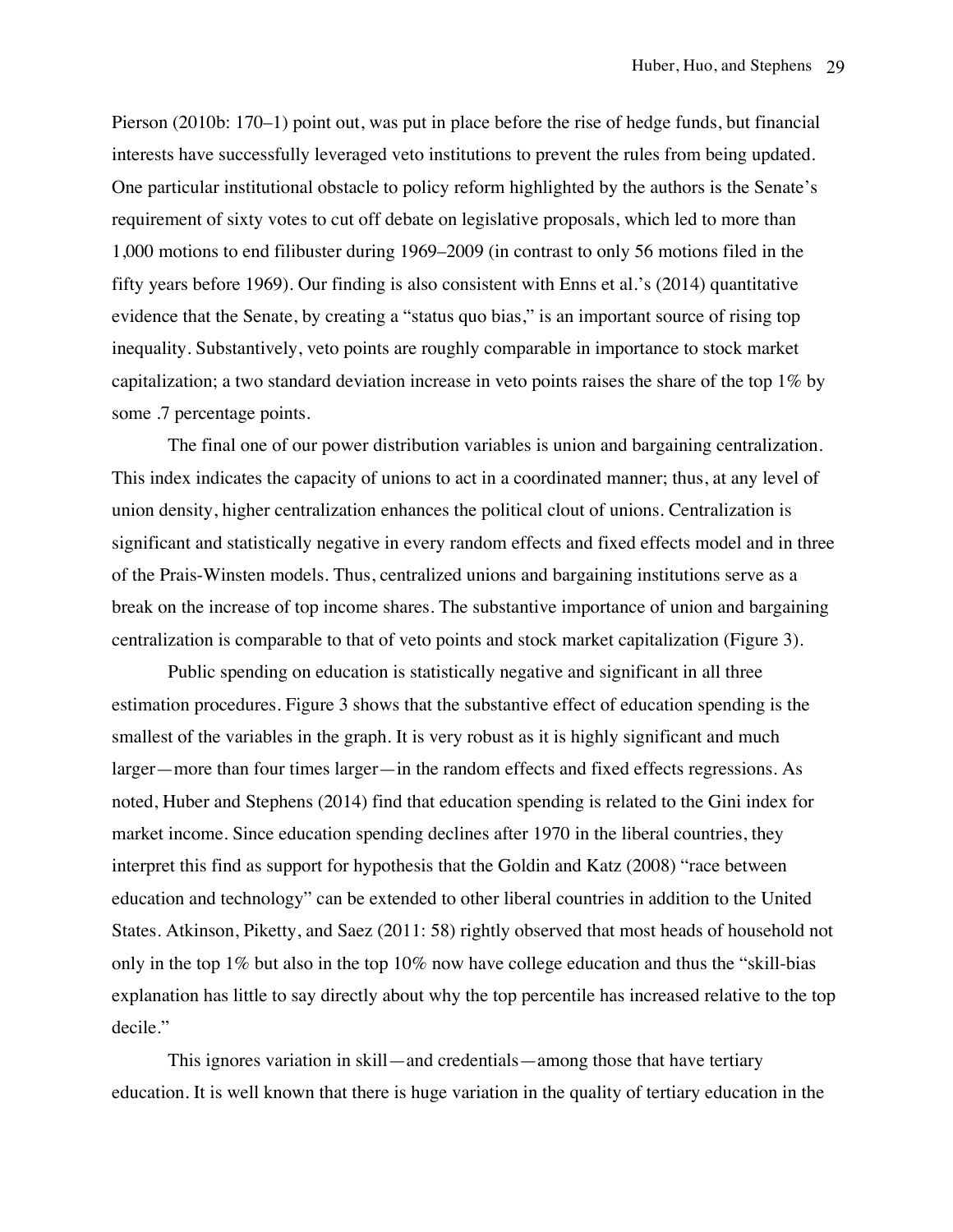Pierson (2010b: 170–1) point out, was put in place before the rise of hedge funds, but financial interests have successfully leveraged veto institutions to prevent the rules from being updated. One particular institutional obstacle to policy reform highlighted by the authors is the Senate's requirement of sixty votes to cut off debate on legislative proposals, which led to more than 1,000 motions to end filibuster during 1969–2009 (in contrast to only 56 motions filed in the fifty years before 1969). Our finding is also consistent with Enns et al.'s (2014) quantitative evidence that the Senate, by creating a "status quo bias," is an important source of rising top inequality. Substantively, veto points are roughly comparable in importance to stock market capitalization; a two standard deviation increase in veto points raises the share of the top 1% by some .7 percentage points.

The final one of our power distribution variables is union and bargaining centralization. This index indicates the capacity of unions to act in a coordinated manner; thus, at any level of union density, higher centralization enhances the political clout of unions. Centralization is significant and statistically negative in every random effects and fixed effects model and in three of the Prais-Winsten models. Thus, centralized unions and bargaining institutions serve as a break on the increase of top income shares. The substantive importance of union and bargaining centralization is comparable to that of veto points and stock market capitalization (Figure 3).

Public spending on education is statistically negative and significant in all three estimation procedures. Figure 3 shows that the substantive effect of education spending is the smallest of the variables in the graph. It is very robust as it is highly significant and much larger—more than four times larger—in the random effects and fixed effects regressions. As noted, Huber and Stephens (2014) find that education spending is related to the Gini index for market income. Since education spending declines after 1970 in the liberal countries, they interpret this find as support for hypothesis that the Goldin and Katz (2008) "race between education and technology" can be extended to other liberal countries in addition to the United States. Atkinson, Piketty, and Saez (2011: 58) rightly observed that most heads of household not only in the top 1% but also in the top 10% now have college education and thus the "skill-bias explanation has little to say directly about why the top percentile has increased relative to the top decile."

This ignores variation in skill—and credentials—among those that have tertiary education. It is well known that there is huge variation in the quality of tertiary education in the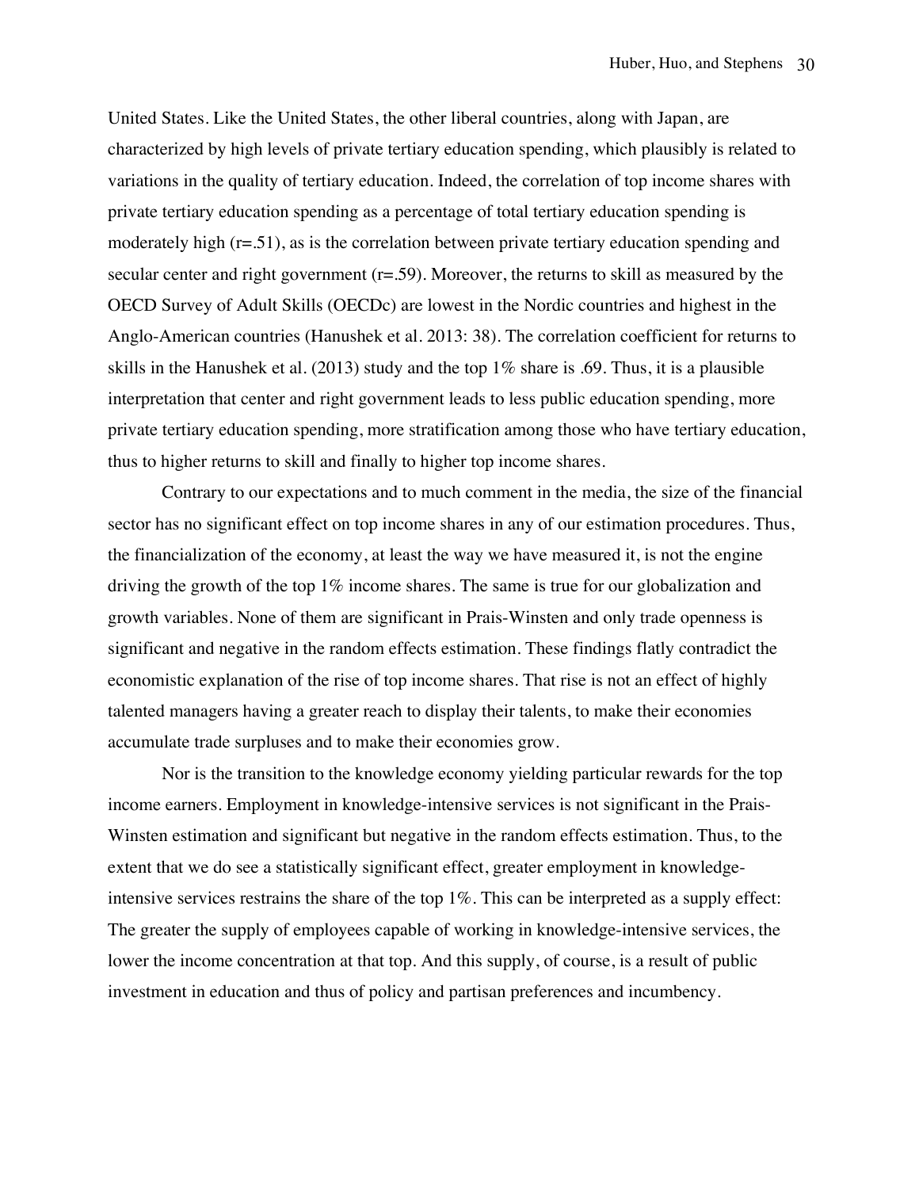United States. Like the United States, the other liberal countries, along with Japan, are characterized by high levels of private tertiary education spending, which plausibly is related to variations in the quality of tertiary education. Indeed, the correlation of top income shares with private tertiary education spending as a percentage of total tertiary education spending is moderately high (r=.51), as is the correlation between private tertiary education spending and secular center and right government (r=.59). Moreover, the returns to skill as measured by the OECD Survey of Adult Skills (OECDc) are lowest in the Nordic countries and highest in the Anglo-American countries (Hanushek et al. 2013: 38). The correlation coefficient for returns to skills in the Hanushek et al. (2013) study and the top 1% share is .69. Thus, it is a plausible interpretation that center and right government leads to less public education spending, more private tertiary education spending, more stratification among those who have tertiary education, thus to higher returns to skill and finally to higher top income shares.

Contrary to our expectations and to much comment in the media, the size of the financial sector has no significant effect on top income shares in any of our estimation procedures. Thus, the financialization of the economy, at least the way we have measured it, is not the engine driving the growth of the top 1% income shares. The same is true for our globalization and growth variables. None of them are significant in Prais-Winsten and only trade openness is significant and negative in the random effects estimation. These findings flatly contradict the economistic explanation of the rise of top income shares. That rise is not an effect of highly talented managers having a greater reach to display their talents, to make their economies accumulate trade surpluses and to make their economies grow.

Nor is the transition to the knowledge economy yielding particular rewards for the top income earners. Employment in knowledge-intensive services is not significant in the Prais-Winsten estimation and significant but negative in the random effects estimation. Thus, to the extent that we do see a statistically significant effect, greater employment in knowledge-intensive services restrains the share of the top 1%. This can be interpreted as a supply effect: The greater the supply of employees capable of working in knowledge-intensive services, the lower the income concentration at that top. And this supply, of course, is a result of public investment in education and thus of policy and partisan preferences and incumbency.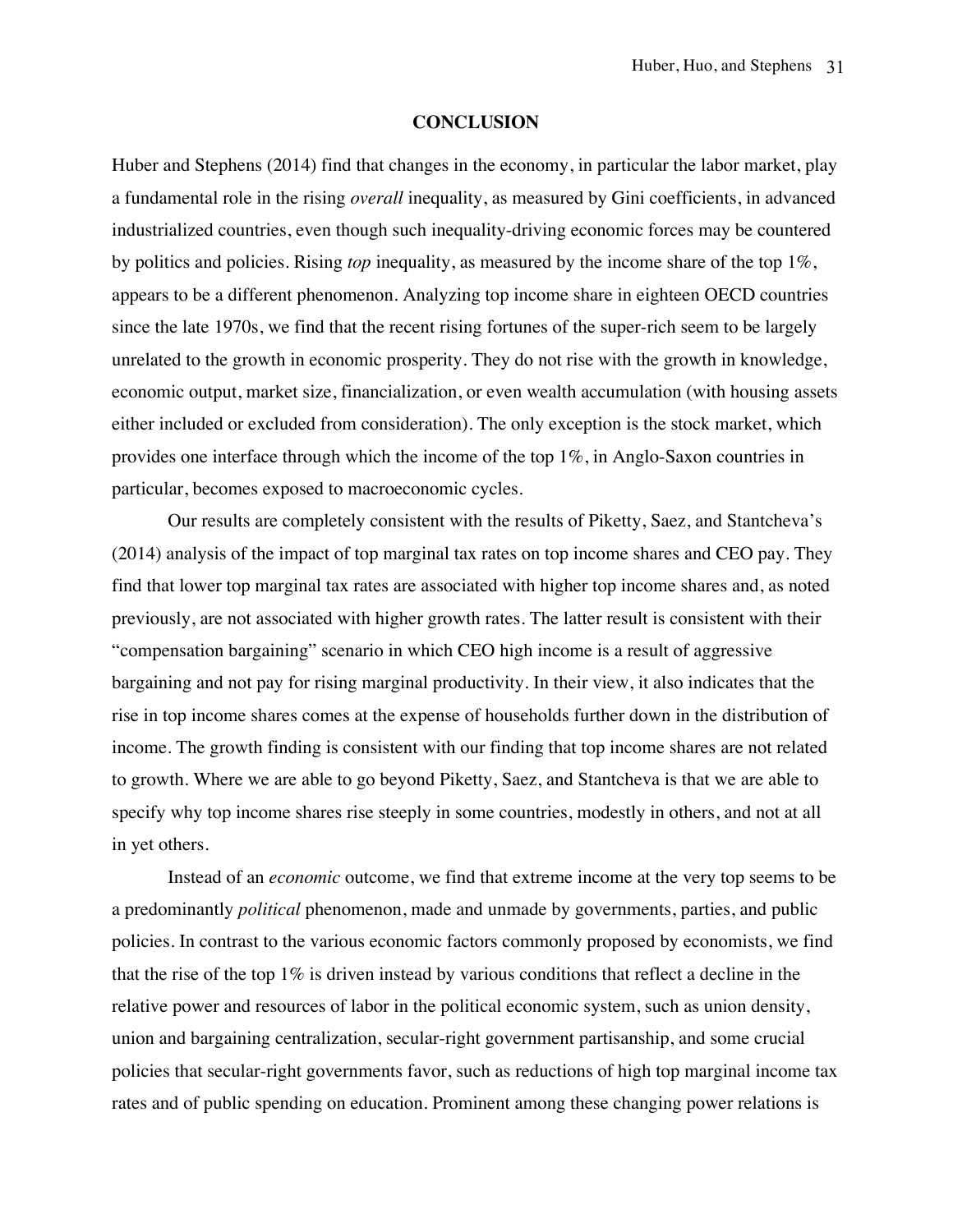## CONCLUSION

Huber and Stephens (2014) find that changes in the economy, in particular the labor market, play a fundamental role in the rising *overall* inequality, as measured by Gini coefficients, in advanced industrialized countries, even though such inequality-driving economic forces may be countered by politics and policies. Rising *top* inequality, as measured by the income share of the top 1%, appears to be a different phenomenon. Analyzing top income share in eighteen OECD countries since the late 1970s, we find that the recent rising fortunes of the super-rich seem to be largely unrelated to the growth in economic prosperity. They do not rise with the growth in knowledge, economic output, market size, financialization, or even wealth accumulation (with housing assets either included or excluded from consideration). The only exception is the stock market, which provides one interface through which the income of the top 1%, in Anglo-Saxon countries in particular, becomes exposed to macroeconomic cycles.

Our results are completely consistent with the results of Piketty, Saez, and Stantcheva's (2014) analysis of the impact of top marginal tax rates on top income shares and CEO pay. They find that lower top marginal tax rates are associated with higher top income shares and, as noted previously, are not associated with higher growth rates. The latter result is consistent with their "compensation bargaining" scenario in which CEO high income is a result of aggressive bargaining and not pay for rising marginal productivity. In their view, it also indicates that the rise in top income shares comes at the expense of households further down in the distribution of income. The growth finding is consistent with our finding that top income shares are not related to growth. Where we are able to go beyond Piketty, Saez, and Stantcheva is that we are able to specify why top income shares rise steeply in some countries, modestly in others, and not at all in yet others.

Instead of an *economic* outcome, we find that extreme income at the very top seems to be a predominantly *political* phenomenon, made and unmade by governments, parties, and public policies. In contrast to the various economic factors commonly proposed by economists, we find that the rise of the top 1% is driven instead by various conditions that reflect a decline in the relative power and resources of labor in the political economic system, such as union density, union and bargaining centralization, secular-right government partisanship, and some crucial policies that secular-right governments favor, such as reductions of high top marginal income tax rates and of public spending on education. Prominent among these changing power relations is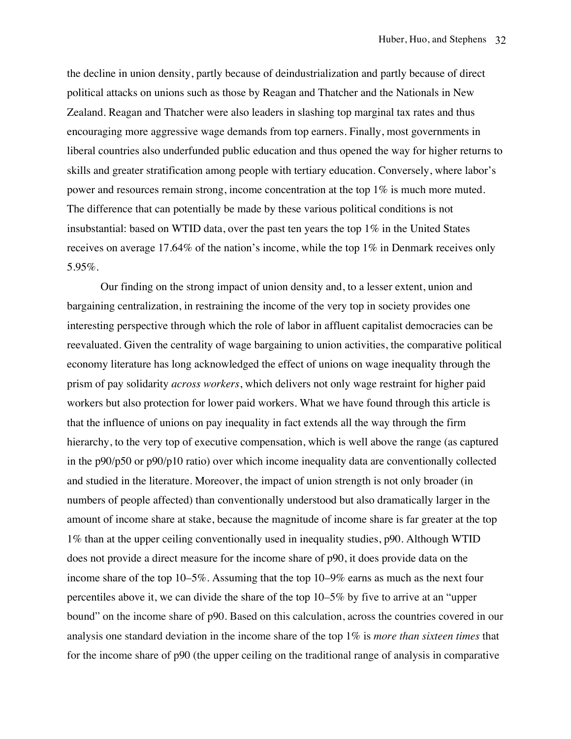the decline in union density, partly because of deindustrialization and partly because of direct political attacks on unions such as those by Reagan and Thatcher and the Nationals in New Zealand. Reagan and Thatcher were also leaders in slashing top marginal tax rates and thus encouraging more aggressive wage demands from top earners. Finally, most governments in liberal countries also underfunded public education and thus opened the way for higher returns to skills and greater stratification among people with tertiary education. Conversely, where labor's power and resources remain strong, income concentration at the top 1% is much more muted. The difference that can potentially be made by these various political conditions is not insubstantial: based on WTID data, over the past ten years the top 1% in the United States receives on average 17.64% of the nation's income, while the top 1% in Denmark receives only 5.95%.

Our finding on the strong impact of union density and, to a lesser extent, union and bargaining centralization, in restraining the income of the very top in society provides one interesting perspective through which the role of labor in affluent capitalist democracies can be reevaluated. Given the centrality of wage bargaining to union activities, the comparative political economy literature has long acknowledged the effect of unions on wage inequality through the prism of pay solidarity *across workers*, which delivers not only wage restraint for higher paid workers but also protection for lower paid workers. What we have found through this article is that the influence of unions on pay inequality in fact extends all the way through the firm hierarchy, to the very top of executive compensation, which is well above the range (as captured in the p90/p50 or p90/p10 ratio) over which income inequality data are conventionally collected and studied in the literature. Moreover, the impact of union strength is not only broader (in numbers of people affected) than conventionally understood but also dramatically larger in the amount of income share at stake, because the magnitude of income share is far greater at the top 1% than at the upper ceiling conventionally used in inequality studies, p90. Although WTID does not provide a direct measure for the income share of p90, it does provide data on the income share of the top 10–5%. Assuming that the top 10–9% earns as much as the next four percentiles above it, we can divide the share of the top 10–5% by five to arrive at an "upper bound" on the income share of p90. Based on this calculation, across the countries covered in our analysis one standard deviation in the income share of the top 1% is *more than sixteen times* that for the income share of p90 (the upper ceiling on the traditional range of analysis in comparative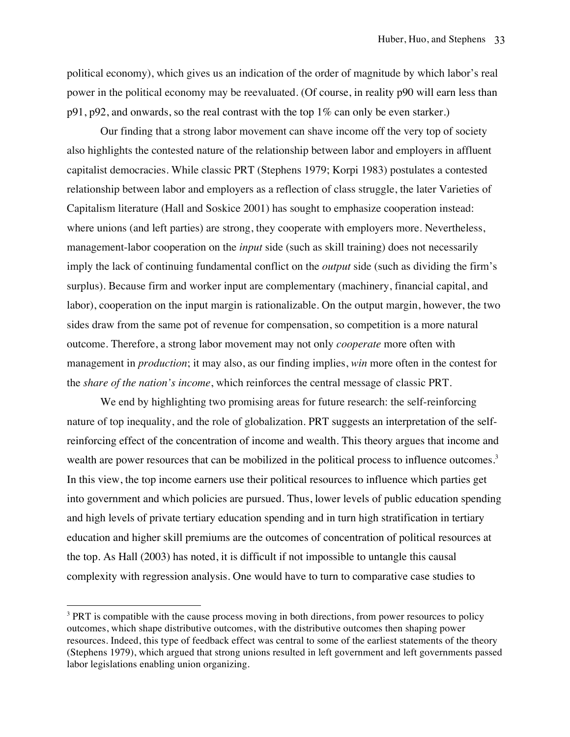political economy), which gives us an indication of the order of magnitude by which labor's real power in the political economy may be reevaluated. (Of course, in reality p90 will earn less than p91, p92, and onwards, so the real contrast with the top 1% can only be even starker.)

Our finding that a strong labor movement can shave income off the very top of society also highlights the contested nature of the relationship between labor and employers in affluent capitalist democracies. While classic PRT (Stephens 1979; Korpi 1983) postulates a contested relationship between labor and employers as a reflection of class struggle, the later Varieties of Capitalism literature (Hall and Soskice 2001) has sought to emphasize cooperation instead: where unions (and left parties) are strong, they cooperate with employers more. Nevertheless, management-labor cooperation on the *input* side (such as skill training) does not necessarily imply the lack of continuing fundamental conflict on the *output* side (such as dividing the firm's surplus). Because firm and worker input are complementary (machinery, financial capital, and labor), cooperation on the input margin is rationalizable. On the output margin, however, the two sides draw from the same pot of revenue for compensation, so competition is a more natural outcome. Therefore, a strong labor movement may not only *cooperate* more often with management in *production*; it may also, as our finding implies, *win* more often in the contest for the *share of the nation's income*, which reinforces the central message of classic PRT.

We end by highlighting two promising areas for future research: the self-reinforcing nature of top inequality, and the role of globalization. PRT suggests an interpretation of the self-reinforcing effect of the concentration of income and wealth. This theory argues that income and wealth are power resources that can be mobilized in the political process to influence outcomes.[3] In this view, the top income earners use their political resources to influence which parties get into government and which policies are pursued. Thus, lower levels of public education spending and high levels of private tertiary education spending and in turn high stratification in tertiary education and higher skill premiums are the outcomes of concentration of political resources at the top. As Hall (2003) has noted, it is difficult if not impossible to untangle this causal complexity with regression analysis. One would have to turn to comparative case studies to

[3] PRT is compatible with the cause process moving in both directions, from power resources to policy outcomes, which shape distributive outcomes, with the distributive outcomes then shaping power resources. Indeed, this type of feedback effect was central to some of the earliest statements of the theory (Stephens 1979), which argued that strong unions resulted in left government and left governments passed labor legislations enabling union organizing.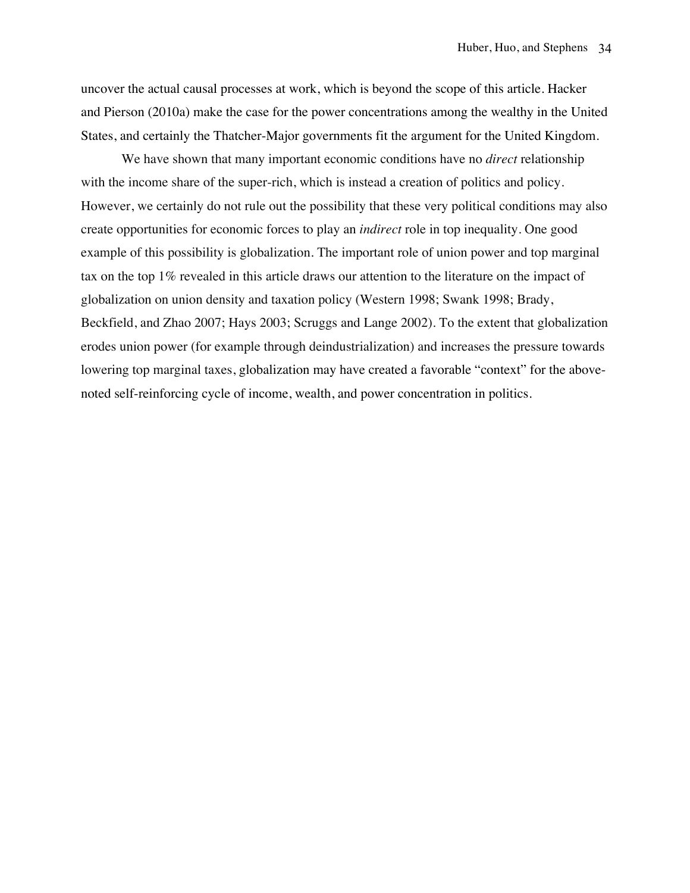uncover the actual causal processes at work, which is beyond the scope of this article. Hacker and Pierson (2010a) make the case for the power concentrations among the wealthy in the United States, and certainly the Thatcher-Major governments fit the argument for the United Kingdom.

We have shown that many important economic conditions have no *direct* relationship with the income share of the super-rich, which is instead a creation of politics and policy. However, we certainly do not rule out the possibility that these very political conditions may also create opportunities for economic forces to play an *indirect* role in top inequality. One good example of this possibility is globalization. The important role of union power and top marginal tax on the top 1% revealed in this article draws our attention to the literature on the impact of globalization on union density and taxation policy (Western 1998; Swank 1998; Brady, Beckfield, and Zhao 2007; Hays 2003; Scruggs and Lange 2002). To the extent that globalization erodes union power (for example through deindustrialization) and increases the pressure towards lowering top marginal taxes, globalization may have created a favorable "context" for the above-noted self-reinforcing cycle of income, wealth, and power concentration in politics.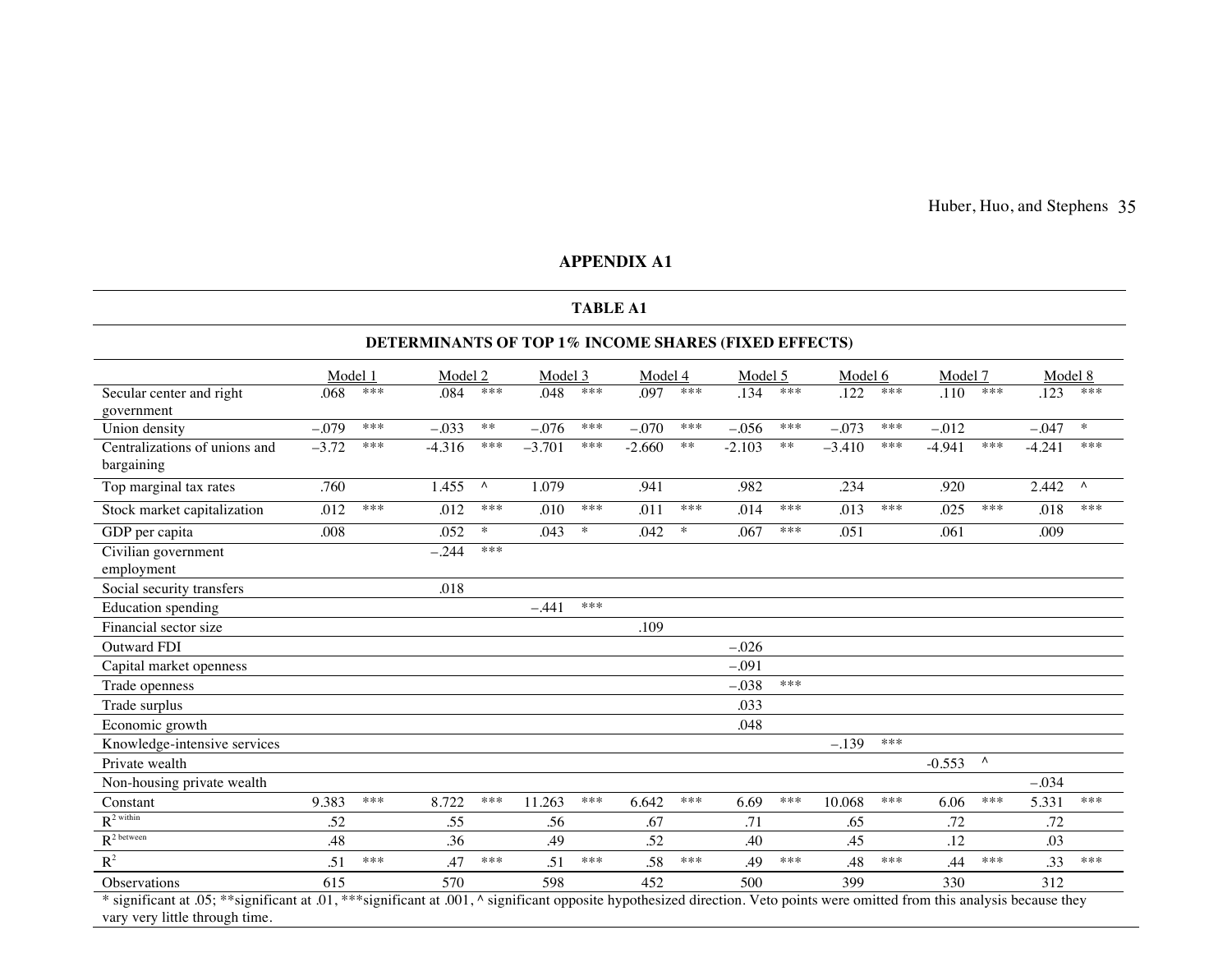## APPENDIX A1

### TABLE A1

**DETERMINANTS OF TOP 1% INCOME SHARES (FIXED EFFECTS)**

| | Model 1 | | Model 2 | | Model 3 | | Model 4 | | Model 5 | | Model 6 | | Model 7 | | Model 8 | |
|---|---|---|---|---|---|---|---|---|---|---|---|---|---|---|---|---|
| Secular center and right government | .068 | *** | .084 | *** | .048 | *** | .097 | *** | .134 | *** | .122 | *** | .110 | *** | .123 | *** |
| Union density | −.079 | *** | −.033 | ** | −.076 | *** | −.070 | *** | −.056 | *** | −.073 | *** | −.012 | | −.047 | * |
| Centralizations of unions and bargaining | −3.72 | *** | -4.316 | *** | −3.701 | *** | -2.660 | ** | -2.103 | ** | −3.410 | *** | -4.941 | *** | -4.241 | *** |
| Top marginal tax rates | .760 | | 1.455 | ^ | 1.079 | | .941 | | .982 | | .234 | | .920 | | 2.442 | ^ |
| Stock market capitalization | .012 | *** | .012 | *** | .010 | *** | .011 | *** | .014 | *** | .013 | *** | .025 | *** | .018 | *** |
| GDP per capita | .008 | | .052 | * | .043 | * | .042 | * | .067 | *** | .051 | | .061 | | .009 | |
| Civilian government employment | | | −.244 | *** | | | | | | | | | | | | |
| Social security transfers | | | .018 | | | | | | | | | | | | | |
| Education spending | | | | | −.441 | *** | | | | | | | | | | |
| Financial sector size | | | | | | | .109 | | | | | | | | | |
| Outward FDI | | | | | | | | | −.026 | | | | | | | |
| Capital market openness | | | | | | | | | −.091 | | | | | | | |
| Trade openness | | | | | | | | | −.038 | *** | | | | | | |
| Trade surplus | | | | | | | | | .033 | | | | | | | |
| Economic growth | | | | | | | | | .048 | | | | | | | |
| Knowledge-intensive services | | | | | | | | | | | −.139 | *** | | | | |
| Private wealth | | | | | | | | | | | | | -0.553 | ^ | | |
| Non-housing private wealth | | | | | | | | | | | | | | | −.034 | |
| Constant | 9.383 | *** | 8.722 | *** | 11.263 | *** | 6.642 | *** | 6.69 | *** | 10.068 | *** | 6.06 | *** | 5.331 | *** |
| $R^{2\ within}$ | .52 | | .55 | | .56 | | .67 | | .71 | | .65 | | .72 | | .72 | |
| $R^{2\ between}$ | .48 | | .36 | | .49 | | .52 | | .40 | | .45 | | .12 | | .03 | |
| $R^2$ | .51 | *** | .47 | *** | .51 | *** | .58 | *** | .49 | *** | .48 | *** | .44 | *** | .33 | *** |
| Observations | 615 | | 570 | | 598 | | 452 | | 500 | | 399 | | 330 | | 312 | |

* significant at .05; **significant at .01, ***significant at .001, ^ significant opposite hypothesized direction. Veto points were omitted from this analysis because they vary very little through time.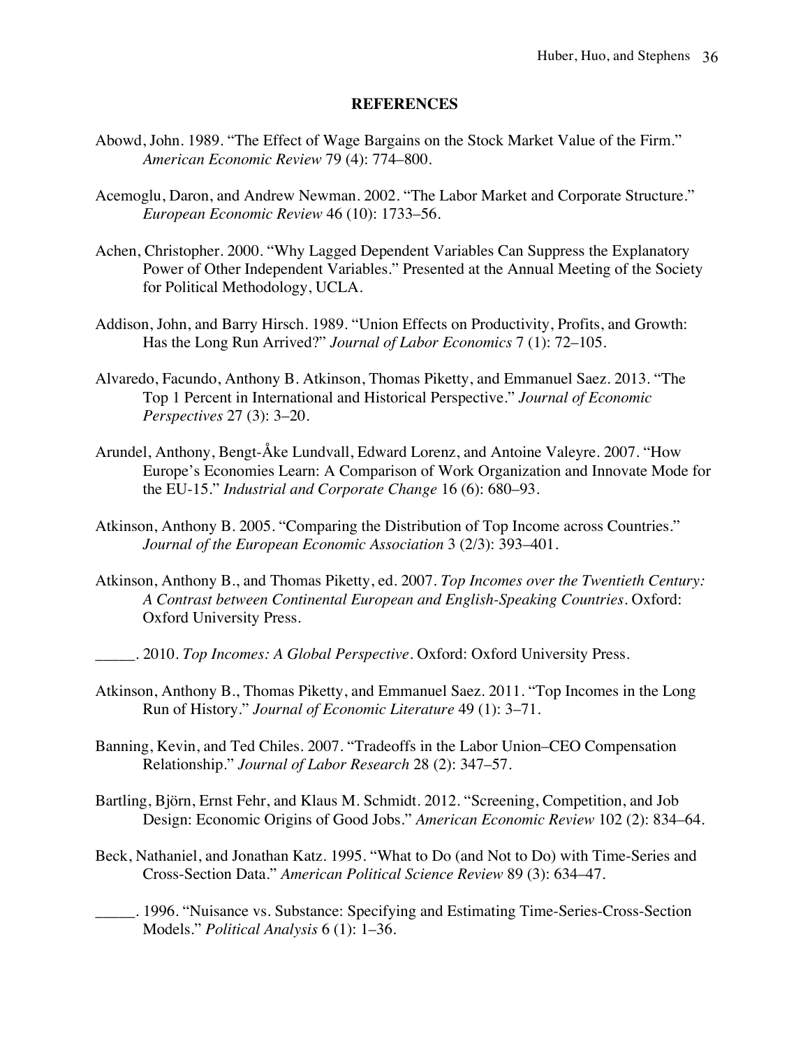## REFERENCES

Abowd, John. 1989. "The Effect of Wage Bargains on the Stock Market Value of the Firm." *American Economic Review* 79 (4): 774–800.

Acemoglu, Daron, and Andrew Newman. 2002. "The Labor Market and Corporate Structure." *European Economic Review* 46 (10): 1733–56.

Achen, Christopher. 2000. "Why Lagged Dependent Variables Can Suppress the Explanatory Power of Other Independent Variables." Presented at the Annual Meeting of the Society for Political Methodology, UCLA.

Addison, John, and Barry Hirsch. 1989. "Union Effects on Productivity, Profits, and Growth: Has the Long Run Arrived?" *Journal of Labor Economics* 7 (1): 72–105.

Alvaredo, Facundo, Anthony B. Atkinson, Thomas Piketty, and Emmanuel Saez. 2013. "The Top 1 Percent in International and Historical Perspective." *Journal of Economic Perspectives* 27 (3): 3–20.

Arundel, Anthony, Bengt-Åke Lundvall, Edward Lorenz, and Antoine Valeyre. 2007. "How Europe's Economies Learn: A Comparison of Work Organization and Innovate Mode for the EU-15." *Industrial and Corporate Change* 16 (6): 680–93.

Atkinson, Anthony B. 2005. "Comparing the Distribution of Top Income across Countries." *Journal of the European Economic Association* 3 (2/3): 393–401.

Atkinson, Anthony B., and Thomas Piketty, ed. 2007. *Top Incomes over the Twentieth Century: A Contrast between Continental European and English-Speaking Countries*. Oxford: Oxford University Press.

_____. 2010. *Top Incomes: A Global Perspective*. Oxford: Oxford University Press.

Atkinson, Anthony B., Thomas Piketty, and Emmanuel Saez. 2011. "Top Incomes in the Long Run of History." *Journal of Economic Literature* 49 (1): 3–71.

Banning, Kevin, and Ted Chiles. 2007. "Tradeoffs in the Labor Union–CEO Compensation Relationship." *Journal of Labor Research* 28 (2): 347–57.

Bartling, Björn, Ernst Fehr, and Klaus M. Schmidt. 2012. "Screening, Competition, and Job Design: Economic Origins of Good Jobs." *American Economic Review* 102 (2): 834–64.

Beck, Nathaniel, and Jonathan Katz. 1995. "What to Do (and Not to Do) with Time-Series and Cross-Section Data." *American Political Science Review* 89 (3): 634–47.

_____. 1996. "Nuisance vs. Substance: Specifying and Estimating Time-Series-Cross-Section Models." *Political Analysis* 6 (1): 1–36.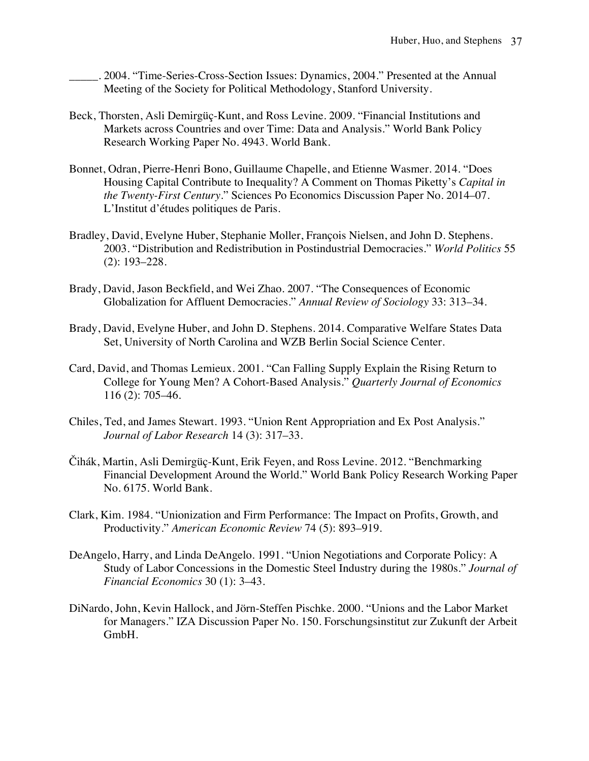_____. 2004. “Time-Series-Cross-Section Issues: Dynamics, 2004.” Presented at the Annual Meeting of the Society for Political Methodology, Stanford University.

Beck, Thorsten, Asli Demirgüç-Kunt, and Ross Levine. 2009. “Financial Institutions and Markets across Countries and over Time: Data and Analysis.” World Bank Policy Research Working Paper No. 4943. World Bank.

Bonnet, Odran, Pierre-Henri Bono, Guillaume Chapelle, and Etienne Wasmer. 2014. “Does Housing Capital Contribute to Inequality? A Comment on Thomas Piketty’s *Capital in the Twenty-First Century*.” Sciences Po Economics Discussion Paper No. 2014–07. L’Institut d’études politiques de Paris.

Bradley, David, Evelyne Huber, Stephanie Moller, François Nielsen, and John D. Stephens. 2003. “Distribution and Redistribution in Postindustrial Democracies.” *World Politics* 55 (2): 193–228.

Brady, David, Jason Beckfield, and Wei Zhao. 2007. “The Consequences of Economic Globalization for Affluent Democracies.” *Annual Review of Sociology* 33: 313–34.

Brady, David, Evelyne Huber, and John D. Stephens. 2014. Comparative Welfare States Data Set, University of North Carolina and WZB Berlin Social Science Center.

Card, David, and Thomas Lemieux. 2001. “Can Falling Supply Explain the Rising Return to College for Young Men? A Cohort-Based Analysis.” *Quarterly Journal of Economics* 116 (2): 705–46.

Chiles, Ted, and James Stewart. 1993. “Union Rent Appropriation and Ex Post Analysis.” *Journal of Labor Research* 14 (3): 317–33.

Čihák, Martin, Asli Demirgüç-Kunt, Erik Feyen, and Ross Levine. 2012. “Benchmarking Financial Development Around the World.” World Bank Policy Research Working Paper No. 6175. World Bank.

Clark, Kim. 1984. “Unionization and Firm Performance: The Impact on Profits, Growth, and Productivity.” *American Economic Review* 74 (5): 893–919.

DeAngelo, Harry, and Linda DeAngelo. 1991. “Union Negotiations and Corporate Policy: A Study of Labor Concessions in the Domestic Steel Industry during the 1980s.” *Journal of Financial Economics* 30 (1): 3–43.

DiNardo, John, Kevin Hallock, and Jörn-Steffen Pischke. 2000. “Unions and the Labor Market for Managers.” IZA Discussion Paper No. 150. Forschungsinstitut zur Zukunft der Arbeit GmbH.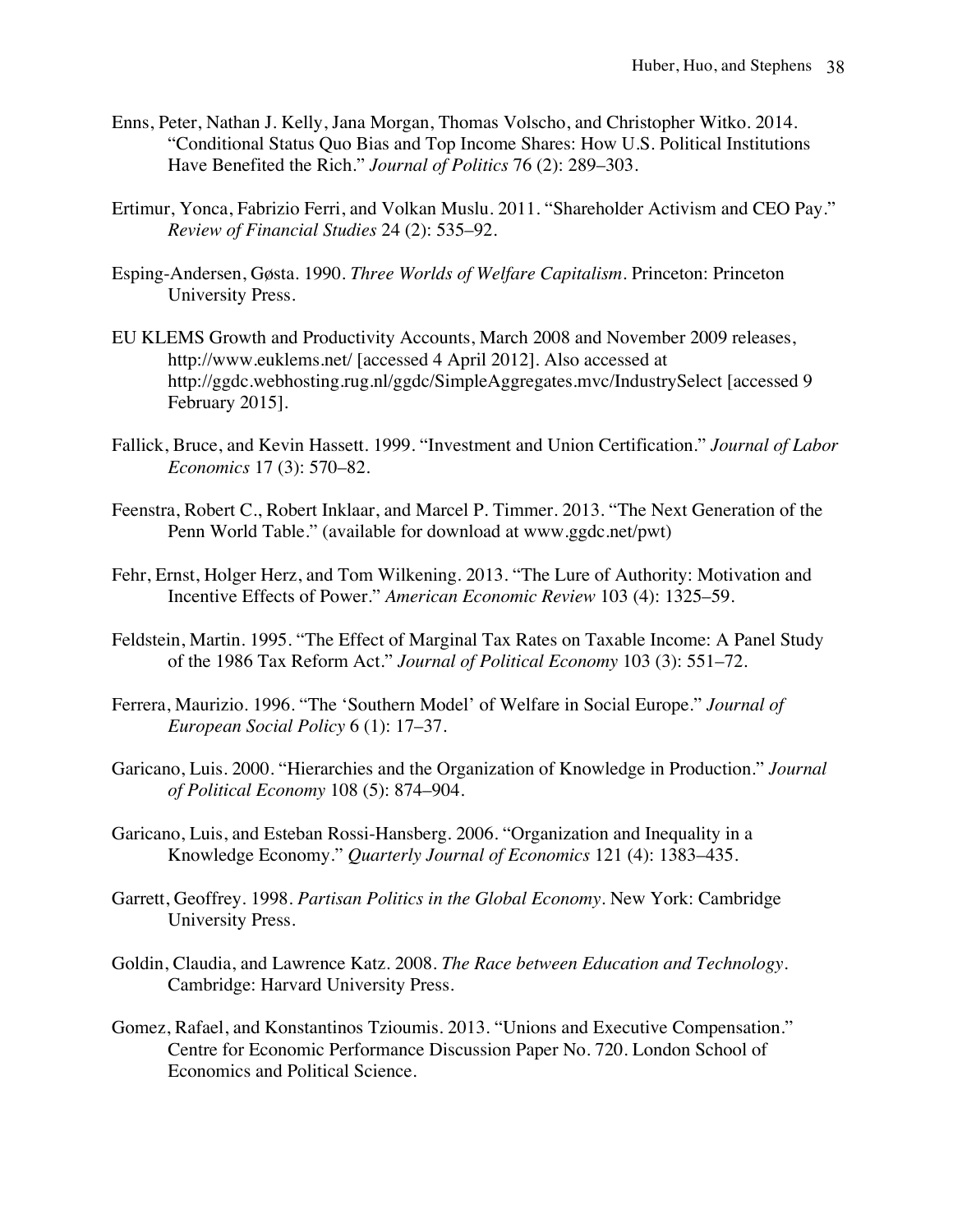Enns, Peter, Nathan J. Kelly, Jana Morgan, Thomas Volscho, and Christopher Witko. 2014. "Conditional Status Quo Bias and Top Income Shares: How U.S. Political Institutions Have Benefited the Rich." *Journal of Politics* 76 (2): 289–303.

Ertimur, Yonca, Fabrizio Ferri, and Volkan Muslu. 2011. "Shareholder Activism and CEO Pay." *Review of Financial Studies* 24 (2): 535–92.

Esping-Andersen, Gøsta. 1990. *Three Worlds of Welfare Capitalism*. Princeton: Princeton University Press.

EU KLEMS Growth and Productivity Accounts, March 2008 and November 2009 releases, http://www.euklems.net/ [accessed 4 April 2012]. Also accessed at http://ggdc.webhosting.rug.nl/ggdc/SimpleAggregates.mvc/IndustrySelect [accessed 9 February 2015].

Fallick, Bruce, and Kevin Hassett. 1999. "Investment and Union Certification." *Journal of Labor Economics* 17 (3): 570–82.

Feenstra, Robert C., Robert Inklaar, and Marcel P. Timmer. 2013. "The Next Generation of the Penn World Table." (available for download at www.ggdc.net/pwt)

Fehr, Ernst, Holger Herz, and Tom Wilkening. 2013. "The Lure of Authority: Motivation and Incentive Effects of Power." *American Economic Review* 103 (4): 1325–59.

Feldstein, Martin. 1995. "The Effect of Marginal Tax Rates on Taxable Income: A Panel Study of the 1986 Tax Reform Act." *Journal of Political Economy* 103 (3): 551–72.

Ferrera, Maurizio. 1996. "The 'Southern Model' of Welfare in Social Europe." *Journal of European Social Policy* 6 (1): 17–37.

Garicano, Luis. 2000. "Hierarchies and the Organization of Knowledge in Production." *Journal of Political Economy* 108 (5): 874–904.

Garicano, Luis, and Esteban Rossi-Hansberg. 2006. "Organization and Inequality in a Knowledge Economy." *Quarterly Journal of Economics* 121 (4): 1383–435.

Garrett, Geoffrey. 1998. *Partisan Politics in the Global Economy*. New York: Cambridge University Press.

Goldin, Claudia, and Lawrence Katz. 2008. *The Race between Education and Technology*. Cambridge: Harvard University Press.

Gomez, Rafael, and Konstantinos Tzioumis. 2013. "Unions and Executive Compensation." Centre for Economic Performance Discussion Paper No. 720. London School of Economics and Political Science.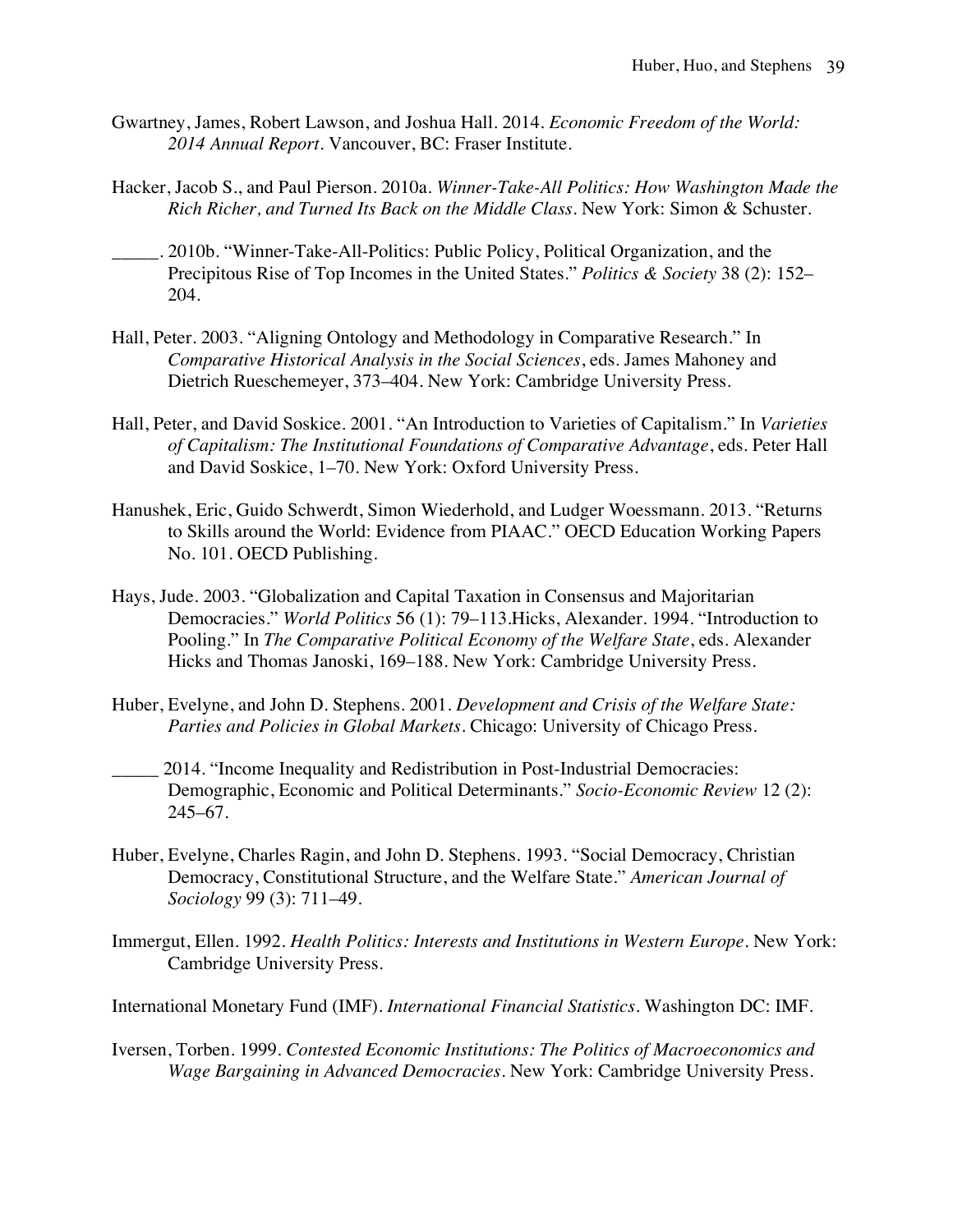Gwartney, James, Robert Lawson, and Joshua Hall. 2014. *Economic Freedom of the World: 2014 Annual Report*. Vancouver, BC: Fraser Institute.

Hacker, Jacob S., and Paul Pierson. 2010a. *Winner-Take-All Politics: How Washington Made the Rich Richer, and Turned Its Back on the Middle Class*. New York: Simon & Schuster.

_____. 2010b. "Winner-Take-All-Politics: Public Policy, Political Organization, and the Precipitous Rise of Top Incomes in the United States." *Politics & Society* 38 (2): 152–204.

Hall, Peter. 2003. "Aligning Ontology and Methodology in Comparative Research." In *Comparative Historical Analysis in the Social Sciences*, eds. James Mahoney and Dietrich Rueschemeyer, 373–404. New York: Cambridge University Press.

Hall, Peter, and David Soskice. 2001. "An Introduction to Varieties of Capitalism." In *Varieties of Capitalism: The Institutional Foundations of Comparative Advantage*, eds. Peter Hall and David Soskice, 1–70. New York: Oxford University Press.

Hanushek, Eric, Guido Schwerdt, Simon Wiederhold, and Ludger Woessmann. 2013. "Returns to Skills around the World: Evidence from PIAAC." OECD Education Working Papers No. 101. OECD Publishing.

Hays, Jude. 2003. "Globalization and Capital Taxation in Consensus and Majoritarian Democracies." *World Politics* 56 (1): 79–113.Hicks, Alexander. 1994. "Introduction to Pooling." In *The Comparative Political Economy of the Welfare State*, eds. Alexander Hicks and Thomas Janoski, 169–188. New York: Cambridge University Press.

Huber, Evelyne, and John D. Stephens. 2001. *Development and Crisis of the Welfare State: Parties and Policies in Global Markets*. Chicago: University of Chicago Press.

_____ 2014. "Income Inequality and Redistribution in Post-Industrial Democracies: Demographic, Economic and Political Determinants." *Socio-Economic Review* 12 (2): 245–67.

Huber, Evelyne, Charles Ragin, and John D. Stephens. 1993. "Social Democracy, Christian Democracy, Constitutional Structure, and the Welfare State." *American Journal of Sociology* 99 (3): 711–49.

Immergut, Ellen. 1992. *Health Politics: Interests and Institutions in Western Europe*. New York: Cambridge University Press.

International Monetary Fund (IMF). *International Financial Statistics*. Washington DC: IMF.

Iversen, Torben. 1999. *Contested Economic Institutions: The Politics of Macroeconomics and Wage Bargaining in Advanced Democracies*. New York: Cambridge University Press.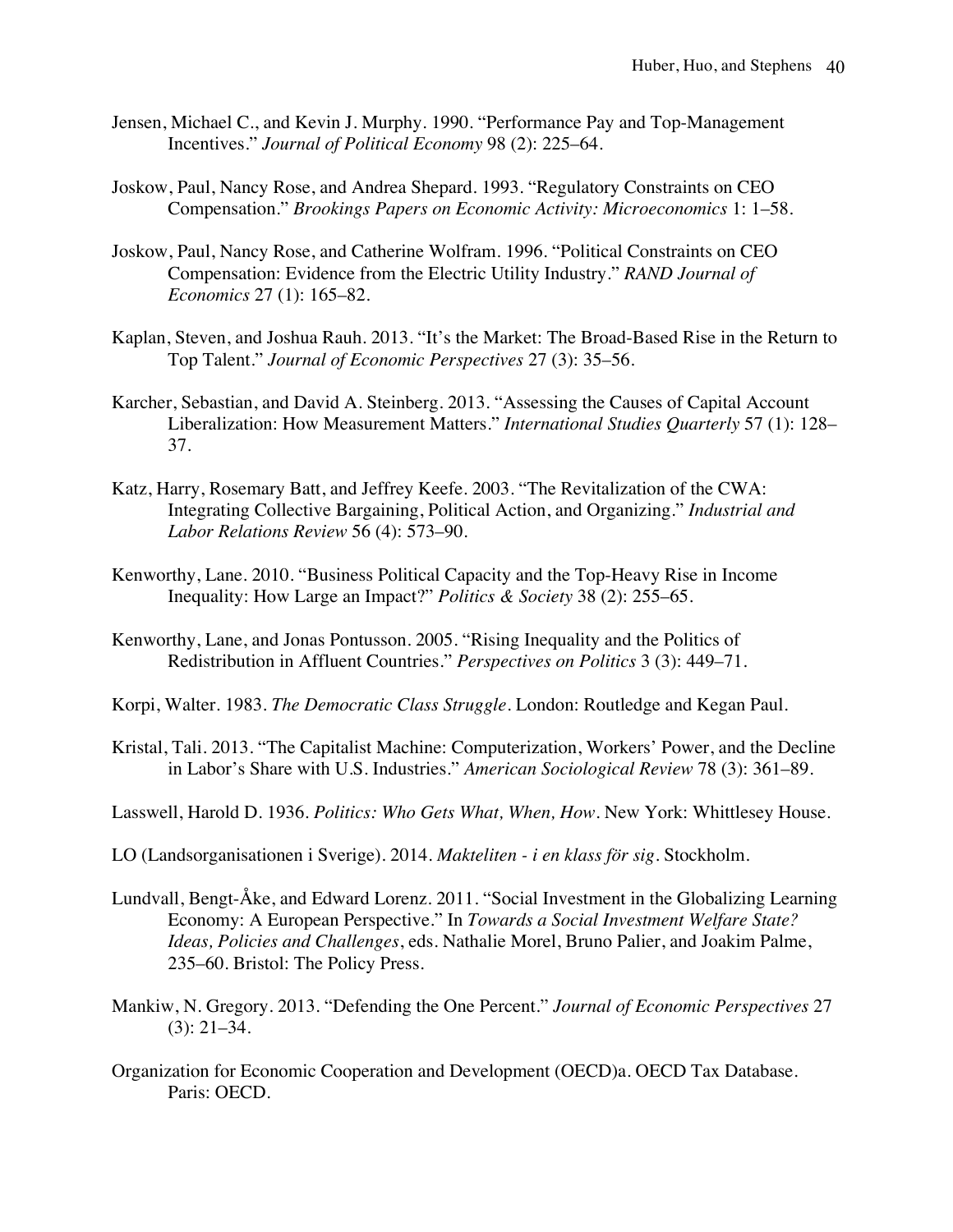Jensen, Michael C., and Kevin J. Murphy. 1990. "Performance Pay and Top-Management Incentives." *Journal of Political Economy* 98 (2): 225–64.

Joskow, Paul, Nancy Rose, and Andrea Shepard. 1993. "Regulatory Constraints on CEO Compensation." *Brookings Papers on Economic Activity: Microeconomics* 1: 1–58.

Joskow, Paul, Nancy Rose, and Catherine Wolfram. 1996. "Political Constraints on CEO Compensation: Evidence from the Electric Utility Industry." *RAND Journal of Economics* 27 (1): 165–82.

Kaplan, Steven, and Joshua Rauh. 2013. "It's the Market: The Broad-Based Rise in the Return to Top Talent." *Journal of Economic Perspectives* 27 (3): 35–56.

Karcher, Sebastian, and David A. Steinberg. 2013. "Assessing the Causes of Capital Account Liberalization: How Measurement Matters." *International Studies Quarterly* 57 (1): 128–37.

Katz, Harry, Rosemary Batt, and Jeffrey Keefe. 2003. "The Revitalization of the CWA: Integrating Collective Bargaining, Political Action, and Organizing." *Industrial and Labor Relations Review* 56 (4): 573–90.

Kenworthy, Lane. 2010. "Business Political Capacity and the Top-Heavy Rise in Income Inequality: How Large an Impact?" *Politics & Society* 38 (2): 255–65.

Kenworthy, Lane, and Jonas Pontusson. 2005. "Rising Inequality and the Politics of Redistribution in Affluent Countries." *Perspectives on Politics* 3 (3): 449–71.

Korpi, Walter. 1983. *The Democratic Class Struggle*. London: Routledge and Kegan Paul.

Kristal, Tali. 2013. "The Capitalist Machine: Computerization, Workers' Power, and the Decline in Labor's Share with U.S. Industries." *American Sociological Review* 78 (3): 361–89.

Lasswell, Harold D. 1936. *Politics: Who Gets What, When, How*. New York: Whittlesey House.

LO (Landsorganisationen i Sverige). 2014. *Makteliten - i en klass för sig*. Stockholm.

Lundvall, Bengt-Åke, and Edward Lorenz. 2011. "Social Investment in the Globalizing Learning Economy: A European Perspective." In *Towards a Social Investment Welfare State? Ideas, Policies and Challenges*, eds. Nathalie Morel, Bruno Palier, and Joakim Palme, 235–60. Bristol: The Policy Press.

Mankiw, N. Gregory. 2013. "Defending the One Percent." *Journal of Economic Perspectives* 27 (3): 21–34.

Organization for Economic Cooperation and Development (OECD)a. OECD Tax Database. Paris: OECD.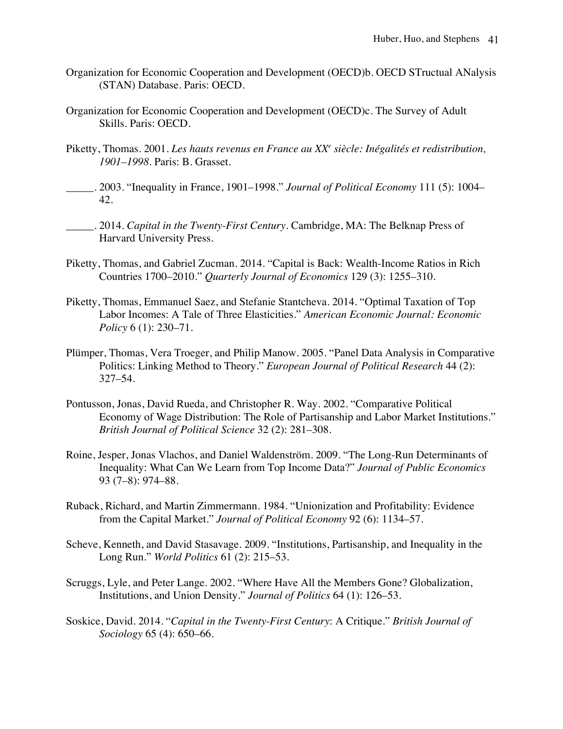Organization for Economic Cooperation and Development (OECD)b. OECD STructual ANalysis (STAN) Database. Paris: OECD.

Organization for Economic Cooperation and Development (OECD)c. The Survey of Adult Skills. Paris: OECD.

Piketty, Thomas. 2001. *Les hauts revenus en France au XX[e] siècle: Inégalités et redistribution, 1901–1998*. Paris: B. Grasset.

_____. 2003. "Inequality in France, 1901–1998." *Journal of Political Economy* 111 (5): 1004–42.

_____. 2014. *Capital in the Twenty-First Century*. Cambridge, MA: The Belknap Press of Harvard University Press.

Piketty, Thomas, and Gabriel Zucman. 2014. "Capital is Back: Wealth-Income Ratios in Rich Countries 1700–2010." *Quarterly Journal of Economics* 129 (3): 1255–310.

Piketty, Thomas, Emmanuel Saez, and Stefanie Stantcheva. 2014. "Optimal Taxation of Top Labor Incomes: A Tale of Three Elasticities." *American Economic Journal: Economic Policy* 6 (1): 230–71.

Plümper, Thomas, Vera Troeger, and Philip Manow. 2005. "Panel Data Analysis in Comparative Politics: Linking Method to Theory." *European Journal of Political Research* 44 (2): 327–54.

Pontusson, Jonas, David Rueda, and Christopher R. Way. 2002. "Comparative Political Economy of Wage Distribution: The Role of Partisanship and Labor Market Institutions." *British Journal of Political Science* 32 (2): 281–308.

Roine, Jesper, Jonas Vlachos, and Daniel Waldenström. 2009. "The Long-Run Determinants of Inequality: What Can We Learn from Top Income Data?" *Journal of Public Economics* 93 (7–8): 974–88.

Ruback, Richard, and Martin Zimmermann. 1984. "Unionization and Profitability: Evidence from the Capital Market." *Journal of Political Economy* 92 (6): 1134–57.

Scheve, Kenneth, and David Stasavage. 2009. "Institutions, Partisanship, and Inequality in the Long Run." *World Politics* 61 (2): 215–53.

Scruggs, Lyle, and Peter Lange. 2002. "Where Have All the Members Gone? Globalization, Institutions, and Union Density." *Journal of Politics* 64 (1): 126–53.

Soskice, David. 2014. "*Capital in the Twenty-First Century*: A Critique." *British Journal of Sociology* 65 (4): 650–66.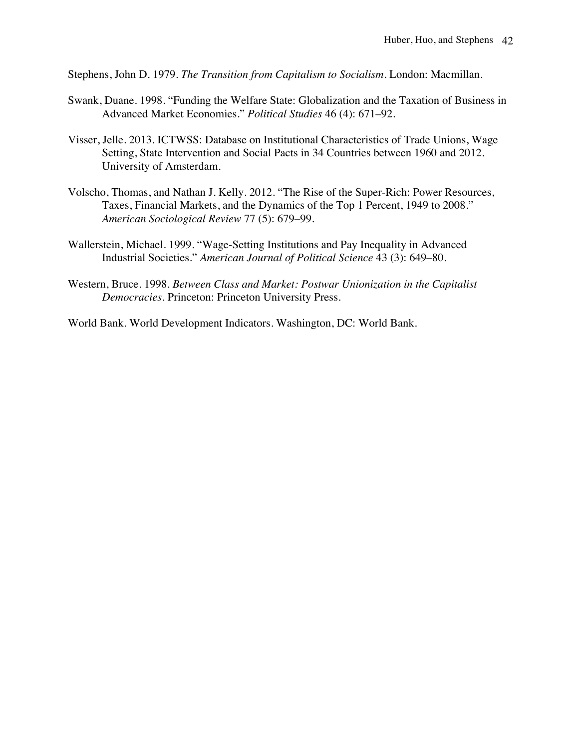Stephens, John D. 1979. *The Transition from Capitalism to Socialism*. London: Macmillan.

Swank, Duane. 1998. "Funding the Welfare State: Globalization and the Taxation of Business in Advanced Market Economies." *Political Studies* 46 (4): 671–92.

Visser, Jelle. 2013. ICTWSS: Database on Institutional Characteristics of Trade Unions, Wage Setting, State Intervention and Social Pacts in 34 Countries between 1960 and 2012. University of Amsterdam.

Volscho, Thomas, and Nathan J. Kelly. 2012. "The Rise of the Super-Rich: Power Resources, Taxes, Financial Markets, and the Dynamics of the Top 1 Percent, 1949 to 2008." *American Sociological Review* 77 (5): 679–99.

Wallerstein, Michael. 1999. "Wage-Setting Institutions and Pay Inequality in Advanced Industrial Societies." *American Journal of Political Science* 43 (3): 649–80.

Western, Bruce. 1998. *Between Class and Market: Postwar Unionization in the Capitalist Democracies*. Princeton: Princeton University Press.

World Bank. World Development Indicators. Washington, DC: World Bank.